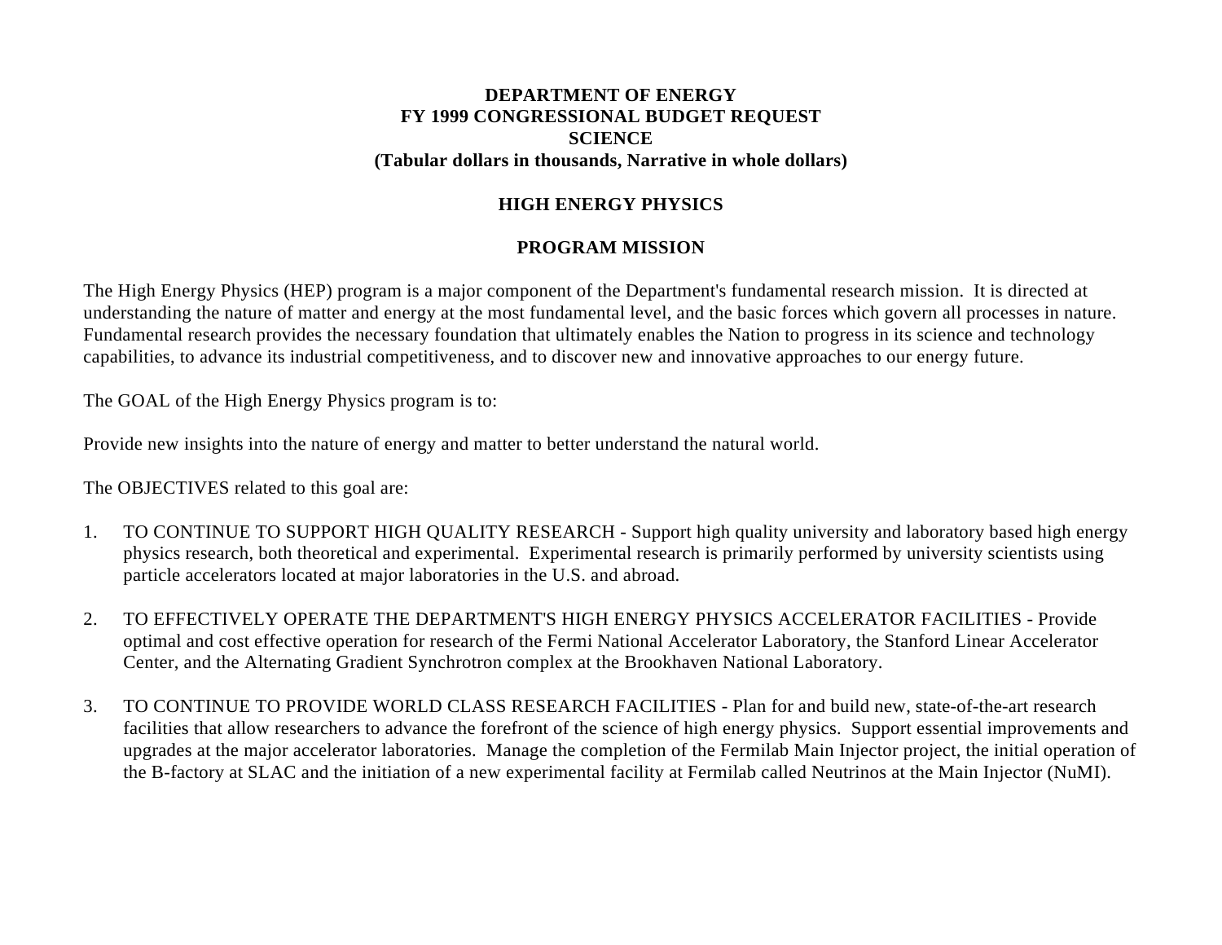**DEPARTMENT OF ENERGY**
**FY 1999 CONGRESSIONAL BUDGET REQUEST**
**SCIENCE**
**(Tabular dollars in thousands, Narrative in whole dollars)**

## HIGH ENERGY PHYSICS

## PROGRAM MISSION

The High Energy Physics (HEP) program is a major component of the Department's fundamental research mission. It is directed at understanding the nature of matter and energy at the most fundamental level, and the basic forces which govern all processes in nature. Fundamental research provides the necessary foundation that ultimately enables the Nation to progress in its science and technology capabilities, to advance its industrial competitiveness, and to discover new and innovative approaches to our energy future.

The GOAL of the High Energy Physics program is to:

Provide new insights into the nature of energy and matter to better understand the natural world.

The OBJECTIVES related to this goal are:

1. TO CONTINUE TO SUPPORT HIGH QUALITY RESEARCH - Support high quality university and laboratory based high energy physics research, both theoretical and experimental. Experimental research is primarily performed by university scientists using particle accelerators located at major laboratories in the U.S. and abroad.

2. TO EFFECTIVELY OPERATE THE DEPARTMENT'S HIGH ENERGY PHYSICS ACCELERATOR FACILITIES - Provide optimal and cost effective operation for research of the Fermi National Accelerator Laboratory, the Stanford Linear Accelerator Center, and the Alternating Gradient Synchrotron complex at the Brookhaven National Laboratory.

3. TO CONTINUE TO PROVIDE WORLD CLASS RESEARCH FACILITIES - Plan for and build new, state-of-the-art research facilities that allow researchers to advance the forefront of the science of high energy physics. Support essential improvements and upgrades at the major accelerator laboratories. Manage the completion of the Fermilab Main Injector project, the initial operation of the B-factory at SLAC and the initiation of a new experimental facility at Fermilab called Neutrinos at the Main Injector (NuMI).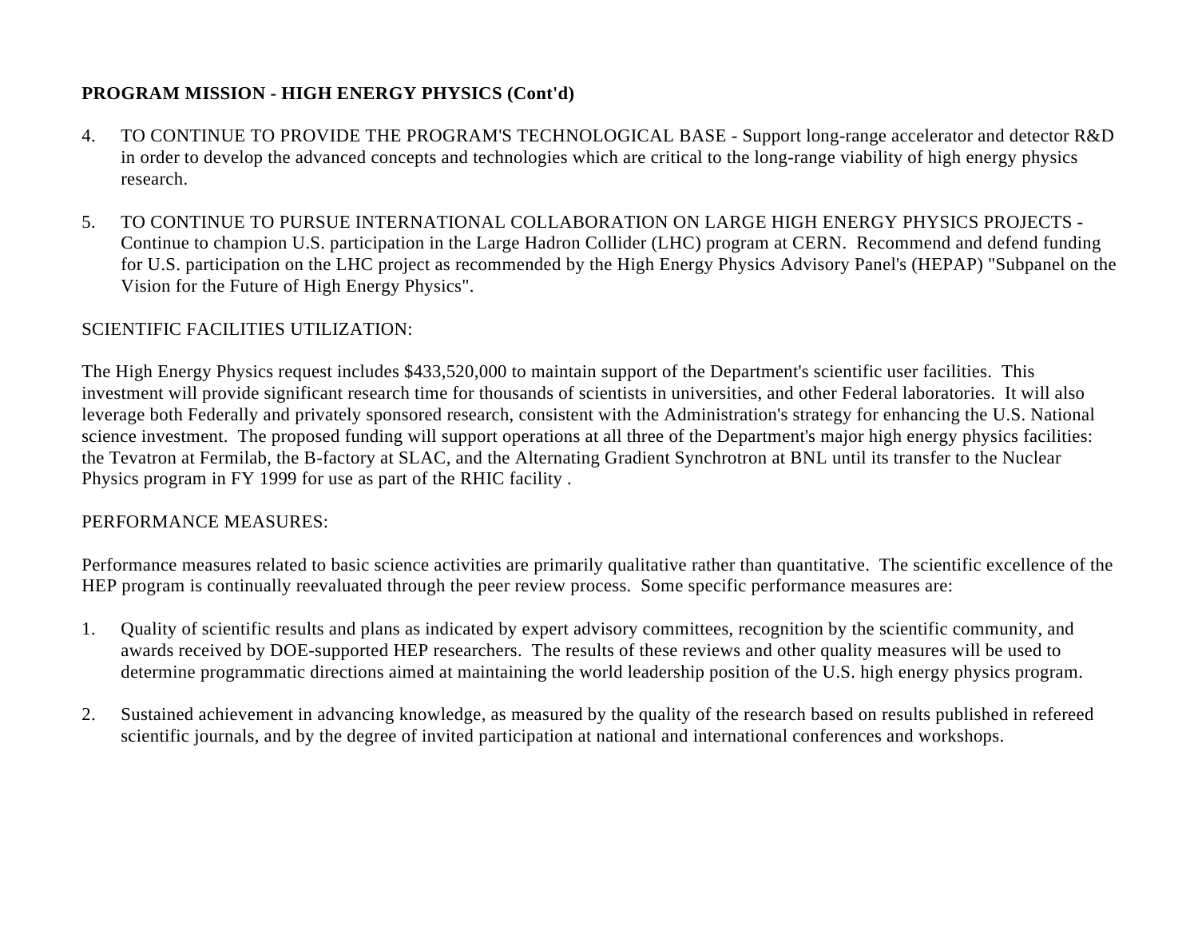**PROGRAM MISSION - HIGH ENERGY PHYSICS (Cont'd)**

4. TO CONTINUE TO PROVIDE THE PROGRAM'S TECHNOLOGICAL BASE - Support long-range accelerator and detector R&D in order to develop the advanced concepts and technologies which are critical to the long-range viability of high energy physics research.

5. TO CONTINUE TO PURSUE INTERNATIONAL COLLABORATION ON LARGE HIGH ENERGY PHYSICS PROJECTS - Continue to champion U.S. participation in the Large Hadron Collider (LHC) program at CERN. Recommend and defend funding for U.S. participation on the LHC project as recommended by the High Energy Physics Advisory Panel's (HEPAP) "Subpanel on the Vision for the Future of High Energy Physics".

SCIENTIFIC FACILITIES UTILIZATION:

The High Energy Physics request includes $433,520,000 to maintain support of the Department's scientific user facilities. This investment will provide significant research time for thousands of scientists in universities, and other Federal laboratories. It will also leverage both Federally and privately sponsored research, consistent with the Administration's strategy for enhancing the U.S. National science investment. The proposed funding will support operations at all three of the Department's major high energy physics facilities: the Tevatron at Fermilab, the B-factory at SLAC, and the Alternating Gradient Synchrotron at BNL until its transfer to the Nuclear Physics program in FY 1999 for use as part of the RHIC facility .

PERFORMANCE MEASURES:

Performance measures related to basic science activities are primarily qualitative rather than quantitative. The scientific excellence of the HEP program is continually reevaluated through the peer review process. Some specific performance measures are:

1. Quality of scientific results and plans as indicated by expert advisory committees, recognition by the scientific community, and awards received by DOE-supported HEP researchers. The results of these reviews and other quality measures will be used to determine programmatic directions aimed at maintaining the world leadership position of the U.S. high energy physics program.

2. Sustained achievement in advancing knowledge, as measured by the quality of the research based on results published in refereed scientific journals, and by the degree of invited participation at national and international conferences and workshops.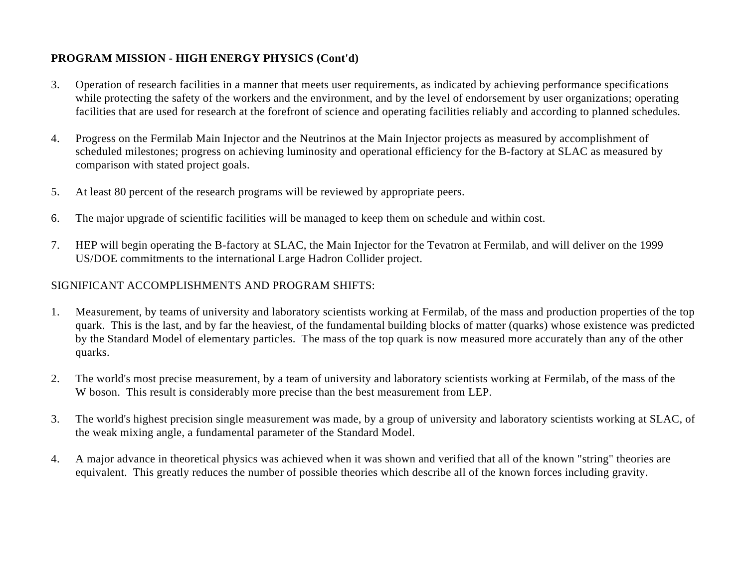**PROGRAM MISSION - HIGH ENERGY PHYSICS (Cont'd)**

3. Operation of research facilities in a manner that meets user requirements, as indicated by achieving performance specifications while protecting the safety of the workers and the environment, and by the level of endorsement by user organizations; operating facilities that are used for research at the forefront of science and operating facilities reliably and according to planned schedules.

4. Progress on the Fermilab Main Injector and the Neutrinos at the Main Injector projects as measured by accomplishment of scheduled milestones; progress on achieving luminosity and operational efficiency for the B-factory at SLAC as measured by comparison with stated project goals.

5. At least 80 percent of the research programs will be reviewed by appropriate peers.

6. The major upgrade of scientific facilities will be managed to keep them on schedule and within cost.

7. HEP will begin operating the B-factory at SLAC, the Main Injector for the Tevatron at Fermilab, and will deliver on the 1999 US/DOE commitments to the international Large Hadron Collider project.

SIGNIFICANT ACCOMPLISHMENTS AND PROGRAM SHIFTS:

1. Measurement, by teams of university and laboratory scientists working at Fermilab, of the mass and production properties of the top quark. This is the last, and by far the heaviest, of the fundamental building blocks of matter (quarks) whose existence was predicted by the Standard Model of elementary particles. The mass of the top quark is now measured more accurately than any of the other quarks.

2. The world's most precise measurement, by a team of university and laboratory scientists working at Fermilab, of the mass of the W boson. This result is considerably more precise than the best measurement from LEP.

3. The world's highest precision single measurement was made, by a group of university and laboratory scientists working at SLAC, of the weak mixing angle, a fundamental parameter of the Standard Model.

4. A major advance in theoretical physics was achieved when it was shown and verified that all of the known "string" theories are equivalent. This greatly reduces the number of possible theories which describe all of the known forces including gravity.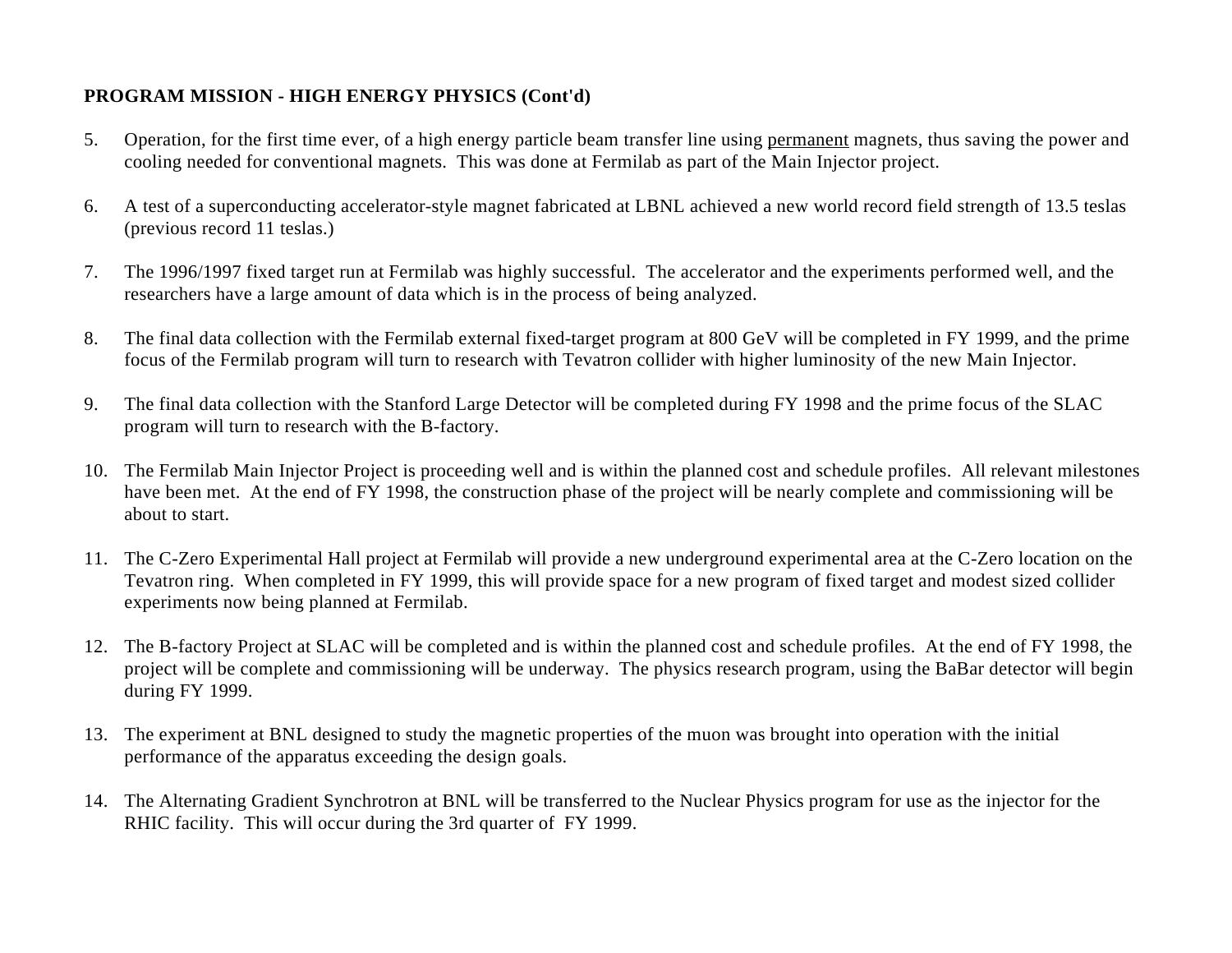**PROGRAM MISSION - HIGH ENERGY PHYSICS (Cont'd)**

5. Operation, for the first time ever, of a high energy particle beam transfer line using <u>permanent</u> magnets, thus saving the power and cooling needed for conventional magnets. This was done at Fermilab as part of the Main Injector project.

6. A test of a superconducting accelerator-style magnet fabricated at LBNL achieved a new world record field strength of 13.5 teslas (previous record 11 teslas.)

7. The 1996/1997 fixed target run at Fermilab was highly successful. The accelerator and the experiments performed well, and the researchers have a large amount of data which is in the process of being analyzed.

8. The final data collection with the Fermilab external fixed-target program at 800 GeV will be completed in FY 1999, and the prime focus of the Fermilab program will turn to research with Tevatron collider with higher luminosity of the new Main Injector.

9. The final data collection with the Stanford Large Detector will be completed during FY 1998 and the prime focus of the SLAC program will turn to research with the B-factory.

10. The Fermilab Main Injector Project is proceeding well and is within the planned cost and schedule profiles. All relevant milestones have been met. At the end of FY 1998, the construction phase of the project will be nearly complete and commissioning will be about to start.

11. The C-Zero Experimental Hall project at Fermilab will provide a new underground experimental area at the C-Zero location on the Tevatron ring. When completed in FY 1999, this will provide space for a new program of fixed target and modest sized collider experiments now being planned at Fermilab.

12. The B-factory Project at SLAC will be completed and is within the planned cost and schedule profiles. At the end of FY 1998, the project will be complete and commissioning will be underway. The physics research program, using the BaBar detector will begin during FY 1999.

13. The experiment at BNL designed to study the magnetic properties of the muon was brought into operation with the initial performance of the apparatus exceeding the design goals.

14. The Alternating Gradient Synchrotron at BNL will be transferred to the Nuclear Physics program for use as the injector for the RHIC facility. This will occur during the 3rd quarter of FY 1999.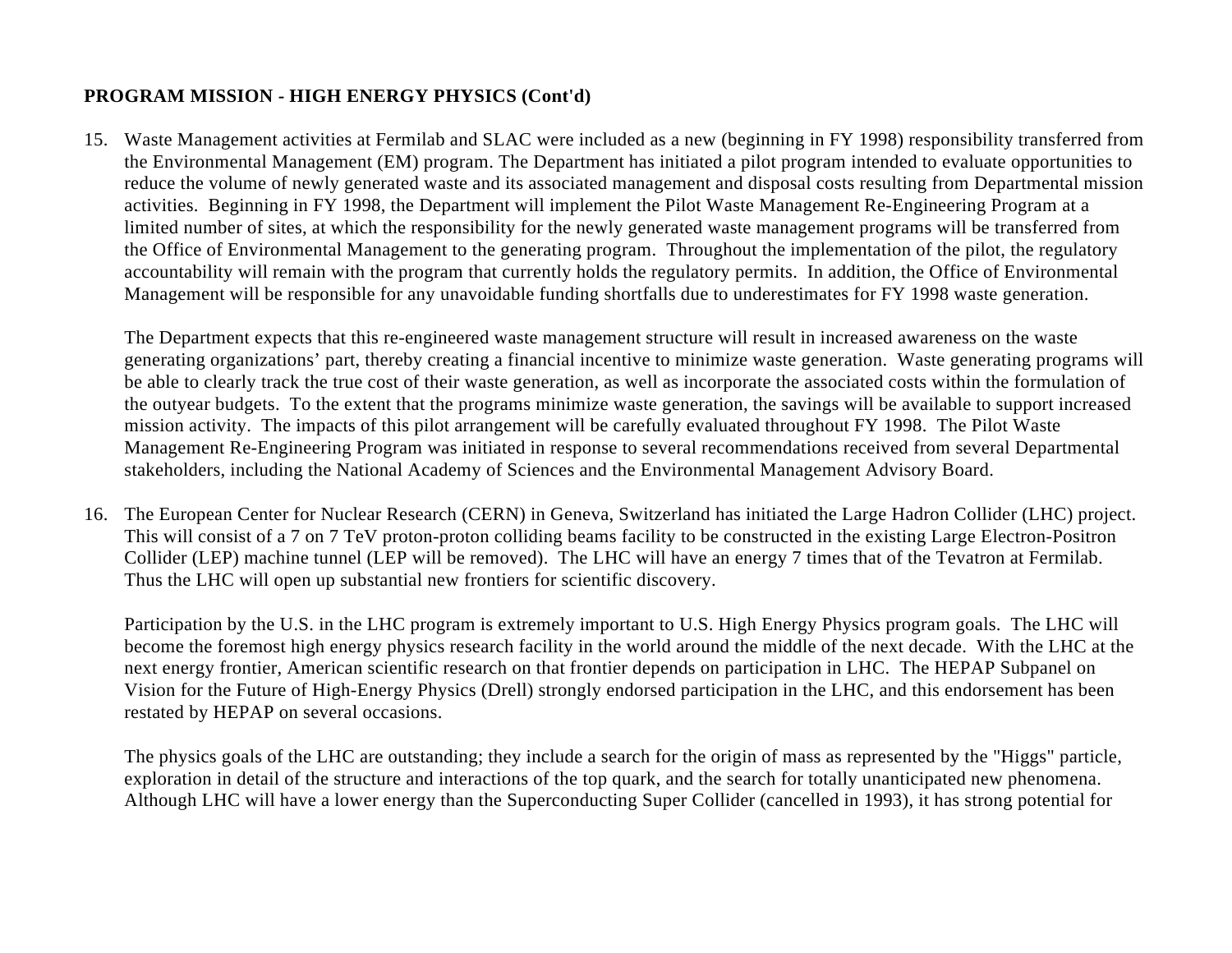**PROGRAM MISSION - HIGH ENERGY PHYSICS (Cont'd)**

15. Waste Management activities at Fermilab and SLAC were included as a new (beginning in FY 1998) responsibility transferred from the Environmental Management (EM) program. The Department has initiated a pilot program intended to evaluate opportunities to reduce the volume of newly generated waste and its associated management and disposal costs resulting from Departmental mission activities. Beginning in FY 1998, the Department will implement the Pilot Waste Management Re-Engineering Program at a limited number of sites, at which the responsibility for the newly generated waste management programs will be transferred from the Office of Environmental Management to the generating program. Throughout the implementation of the pilot, the regulatory accountability will remain with the program that currently holds the regulatory permits. In addition, the Office of Environmental Management will be responsible for any unavoidable funding shortfalls due to underestimates for FY 1998 waste generation.

    The Department expects that this re-engineered waste management structure will result in increased awareness on the waste generating organizations' part, thereby creating a financial incentive to minimize waste generation. Waste generating programs will be able to clearly track the true cost of their waste generation, as well as incorporate the associated costs within the formulation of the outyear budgets. To the extent that the programs minimize waste generation, the savings will be available to support increased mission activity. The impacts of this pilot arrangement will be carefully evaluated throughout FY 1998. The Pilot Waste Management Re-Engineering Program was initiated in response to several recommendations received from several Departmental stakeholders, including the National Academy of Sciences and the Environmental Management Advisory Board.

16. The European Center for Nuclear Research (CERN) in Geneva, Switzerland has initiated the Large Hadron Collider (LHC) project. This will consist of a 7 on 7 TeV proton-proton colliding beams facility to be constructed in the existing Large Electron-Positron Collider (LEP) machine tunnel (LEP will be removed). The LHC will have an energy 7 times that of the Tevatron at Fermilab. Thus the LHC will open up substantial new frontiers for scientific discovery.

    Participation by the U.S. in the LHC program is extremely important to U.S. High Energy Physics program goals. The LHC will become the foremost high energy physics research facility in the world around the middle of the next decade. With the LHC at the next energy frontier, American scientific research on that frontier depends on participation in LHC. The HEPAP Subpanel on Vision for the Future of High-Energy Physics (Drell) strongly endorsed participation in the LHC, and this endorsement has been restated by HEPAP on several occasions.

    The physics goals of the LHC are outstanding; they include a search for the origin of mass as represented by the "Higgs" particle, exploration in detail of the structure and interactions of the top quark, and the search for totally unanticipated new phenomena. Although LHC will have a lower energy than the Superconducting Super Collider (cancelled in 1993), it has strong potential for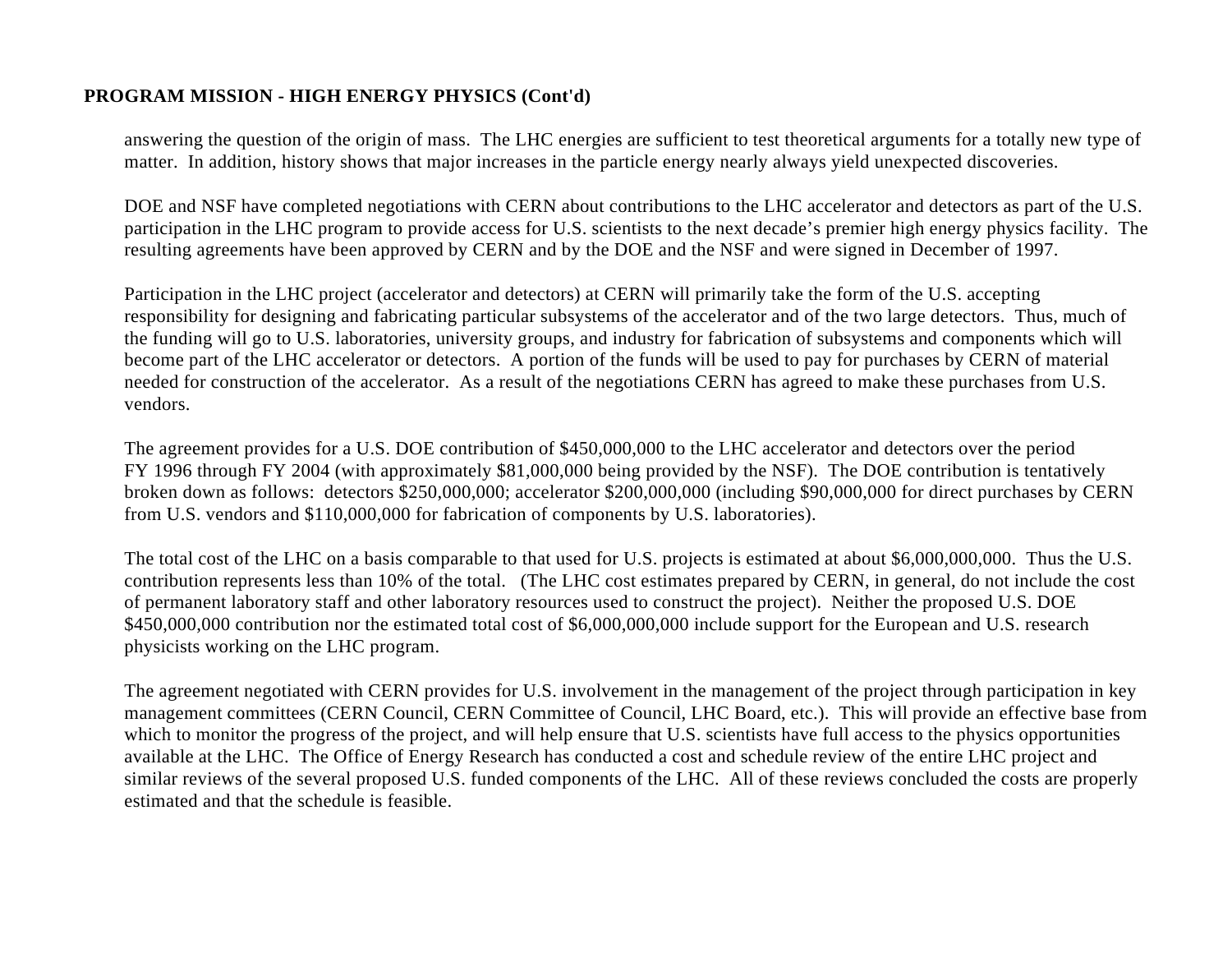**PROGRAM MISSION - HIGH ENERGY PHYSICS (Cont'd)**

answering the question of the origin of mass. The LHC energies are sufficient to test theoretical arguments for a totally new type of matter. In addition, history shows that major increases in the particle energy nearly always yield unexpected discoveries.

DOE and NSF have completed negotiations with CERN about contributions to the LHC accelerator and detectors as part of the U.S. participation in the LHC program to provide access for U.S. scientists to the next decade's premier high energy physics facility. The resulting agreements have been approved by CERN and by the DOE and the NSF and were signed in December of 1997.

Participation in the LHC project (accelerator and detectors) at CERN will primarily take the form of the U.S. accepting responsibility for designing and fabricating particular subsystems of the accelerator and of the two large detectors. Thus, much of the funding will go to U.S. laboratories, university groups, and industry for fabrication of subsystems and components which will become part of the LHC accelerator or detectors. A portion of the funds will be used to pay for purchases by CERN of material needed for construction of the accelerator. As a result of the negotiations CERN has agreed to make these purchases from U.S. vendors.

The agreement provides for a U.S. DOE contribution of $450,000,000 to the LHC accelerator and detectors over the period FY 1996 through FY 2004 (with approximately $81,000,000 being provided by the NSF). The DOE contribution is tentatively broken down as follows: detectors $250,000,000; accelerator $200,000,000 (including $90,000,000 for direct purchases by CERN from U.S. vendors and $110,000,000 for fabrication of components by U.S. laboratories).

The total cost of the LHC on a basis comparable to that used for U.S. projects is estimated at about $6,000,000,000. Thus the U.S. contribution represents less than 10% of the total. (The LHC cost estimates prepared by CERN, in general, do not include the cost of permanent laboratory staff and other laboratory resources used to construct the project). Neither the proposed U.S. DOE $450,000,000 contribution nor the estimated total cost of $6,000,000,000 include support for the European and U.S. research physicists working on the LHC program.

The agreement negotiated with CERN provides for U.S. involvement in the management of the project through participation in key management committees (CERN Council, CERN Committee of Council, LHC Board, etc.). This will provide an effective base from which to monitor the progress of the project, and will help ensure that U.S. scientists have full access to the physics opportunities available at the LHC. The Office of Energy Research has conducted a cost and schedule review of the entire LHC project and similar reviews of the several proposed U.S. funded components of the LHC. All of these reviews concluded the costs are properly estimated and that the schedule is feasible.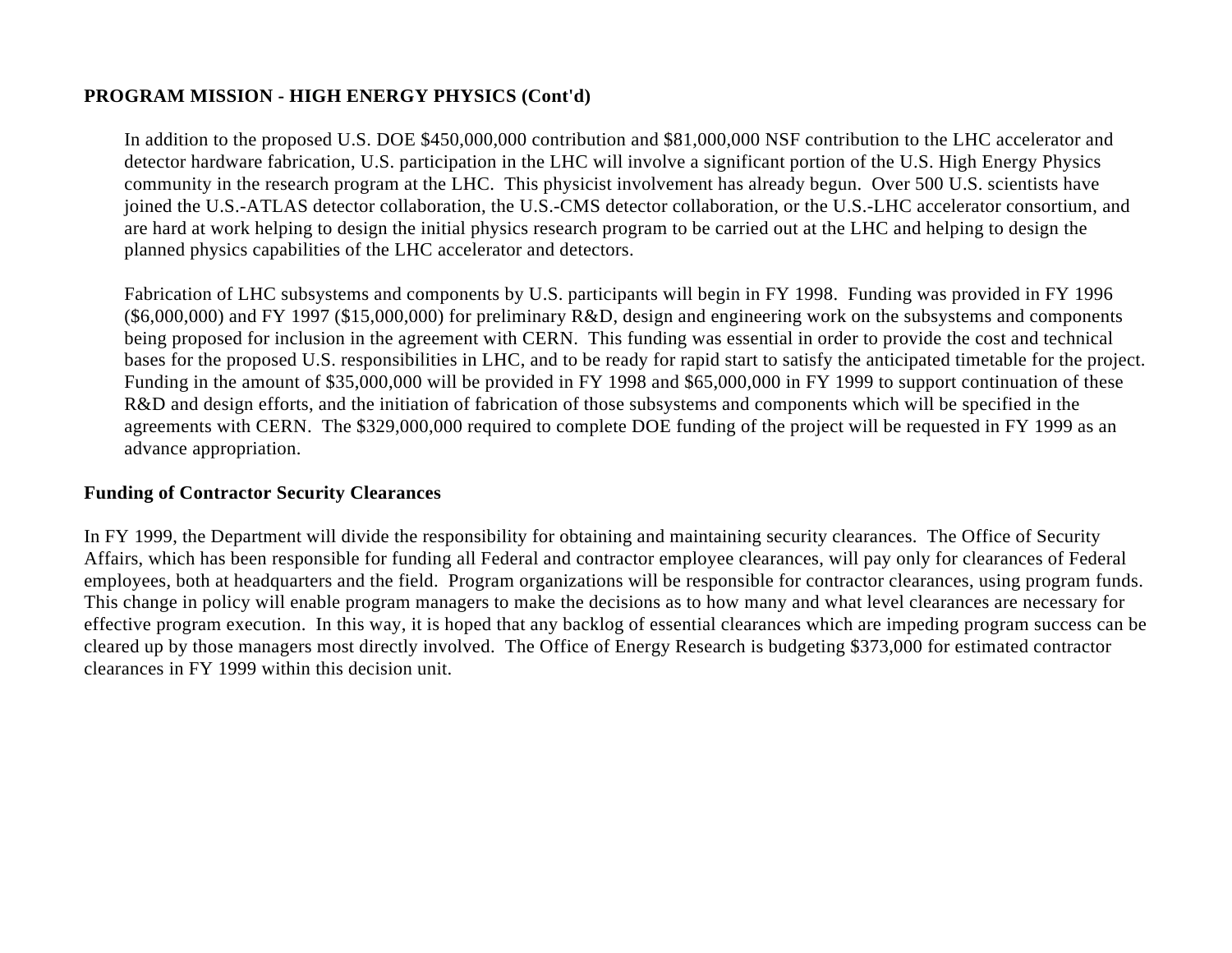**PROGRAM MISSION - HIGH ENERGY PHYSICS (Cont'd)**

In addition to the proposed U.S. DOE $450,000,000 contribution and $81,000,000 NSF contribution to the LHC accelerator and detector hardware fabrication, U.S. participation in the LHC will involve a significant portion of the U.S. High Energy Physics community in the research program at the LHC. This physicist involvement has already begun. Over 500 U.S. scientists have joined the U.S.-ATLAS detector collaboration, the U.S.-CMS detector collaboration, or the U.S.-LHC accelerator consortium, and are hard at work helping to design the initial physics research program to be carried out at the LHC and helping to design the planned physics capabilities of the LHC accelerator and detectors.

Fabrication of LHC subsystems and components by U.S. participants will begin in FY 1998. Funding was provided in FY 1996 ($6,000,000) and FY 1997 ($15,000,000) for preliminary R&D, design and engineering work on the subsystems and components being proposed for inclusion in the agreement with CERN. This funding was essential in order to provide the cost and technical bases for the proposed U.S. responsibilities in LHC, and to be ready for rapid start to satisfy the anticipated timetable for the project. Funding in the amount of $35,000,000 will be provided in FY 1998 and $65,000,000 in FY 1999 to support continuation of these R&D and design efforts, and the initiation of fabrication of those subsystems and components which will be specified in the agreements with CERN. The $329,000,000 required to complete DOE funding of the project will be requested in FY 1999 as an advance appropriation.

**Funding of Contractor Security Clearances**

In FY 1999, the Department will divide the responsibility for obtaining and maintaining security clearances. The Office of Security Affairs, which has been responsible for funding all Federal and contractor employee clearances, will pay only for clearances of Federal employees, both at headquarters and the field. Program organizations will be responsible for contractor clearances, using program funds. This change in policy will enable program managers to make the decisions as to how many and what level clearances are necessary for effective program execution. In this way, it is hoped that any backlog of essential clearances which are impeding program success can be cleared up by those managers most directly involved. The Office of Energy Research is budgeting $373,000 for estimated contractor clearances in FY 1999 within this decision unit.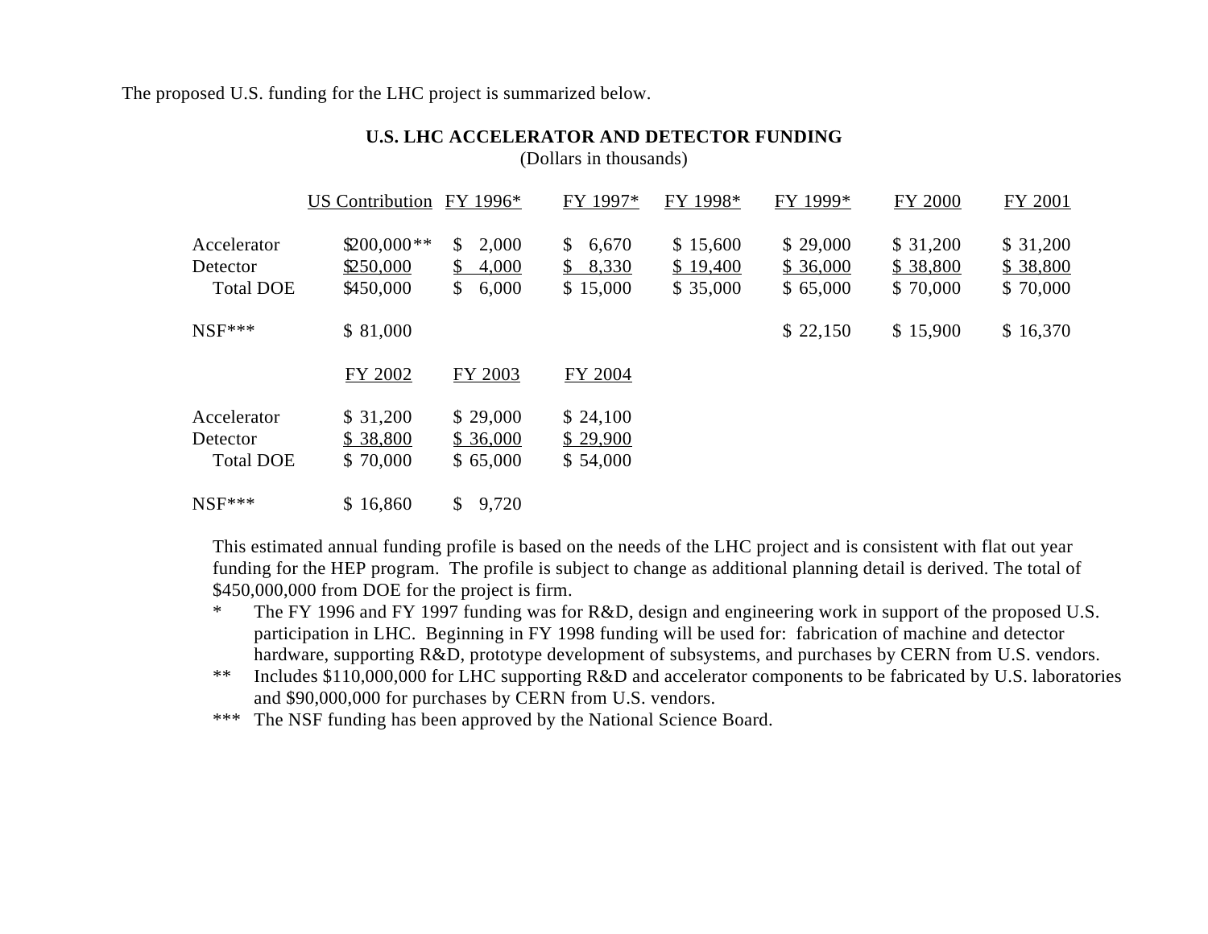The proposed U.S. funding for the LHC project is summarized below.

**U.S. LHC ACCELERATOR AND DETECTOR FUNDING**
(Dollars in thousands)

| | US Contribution | FY 1996* | FY 1997* | FY 1998* | FY 1999* | FY 2000 | FY 2001 |
|---|---|---|---|---|---|---|---|
| Accelerator | $200,000** | $ 2,000 | $ 6,670 | $ 15,600 | $ 29,000 | $ 31,200 | $ 31,200 |
| Detector | $250,000 | $ 4,000 | $ 8,330 | $ 19,400 | $ 36,000 | $ 38,800 | $ 38,800 |
| Total DOE | $450,000 | $ 6,000 | $ 15,000 | $ 35,000 | $ 65,000 | $ 70,000 | $ 70,000 |
| NSF*** | $ 81,000 | | | | $ 22,150 | $ 15,900 | $ 16,370 |

| | FY 2002 | FY 2003 | FY 2004 |
|---|---|---|---|
| Accelerator | $ 31,200 | $ 29,000 | $ 24,100 |
| Detector | $ 38,800 | $ 36,000 | $ 29,900 |
| Total DOE | $ 70,000 | $ 65,000 | $ 54,000 |
| NSF*** | $ 16,860 | $ 9,720 | |

This estimated annual funding profile is based on the needs of the LHC project and is consistent with flat out year funding for the HEP program. The profile is subject to change as additional planning detail is derived. The total of $450,000,000 from DOE for the project is firm.

\* The FY 1996 and FY 1997 funding was for R&D, design and engineering work in support of the proposed U.S. participation in LHC. Beginning in FY 1998 funding will be used for: fabrication of machine and detector hardware, supporting R&D, prototype development of subsystems, and purchases by CERN from U.S. vendors.

\** Includes $110,000,000 for LHC supporting R&D and accelerator components to be fabricated by U.S. laboratories and $90,000,000 for purchases by CERN from U.S. vendors.

\*** The NSF funding has been approved by the National Science Board.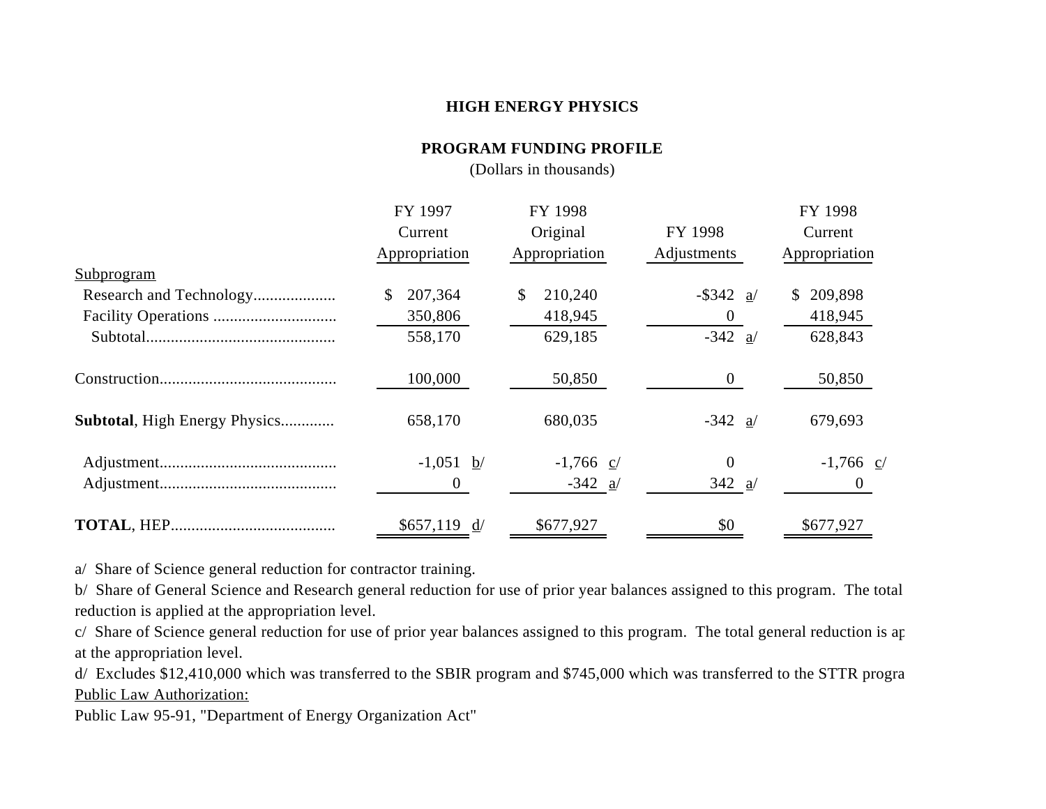# HIGH ENERGY PHYSICS

## PROGRAM FUNDING PROFILE

(Dollars in thousands)

| | FY 1997 Current Appropriation | FY 1998 Original Appropriation | FY 1998 Adjustments | FY 1998 Current Appropriation |
|---|---|---|---|---|
| Subprogram | | | | |
| Research and Technology.................... | $ 207,364 | $ 210,240 | -$342 a/ | $ 209,898 |
| Facility Operations ............................. | 350,806 | 418,945 | 0 | 418,945 |
| Subtotal............................................. | 558,170 | 629,185 | -342 a/ | 628,843 |
| Construction........................................... | 100,000 | 50,850 | 0 | 50,850 |
| **Subtotal**, High Energy Physics............. | 658,170 | 680,035 | -342 a/ | 679,693 |
| Adjustment........................................... | -1,051 b/ | -1,766 c/ | 0 | -1,766 c/ |
| Adjustment........................................... | 0 | -342 a/ | 342 a/ | 0 |
| **TOTAL**, HEP........................................ | $657,119 d/ | $677,927 | $0 | $677,927 |

a/ Share of Science general reduction for contractor training.

b/ Share of General Science and Research general reduction for use of prior year balances assigned to this program. The total reduction is applied at the appropriation level.

c/ Share of Science general reduction for use of prior year balances assigned to this program. The total general reduction is ap at the appropriation level.

d/ Excludes $12,410,000 which was transferred to the SBIR program and $745,000 which was transferred to the STTR progra

Public Law Authorization:

Public Law 95-91, "Department of Energy Organization Act"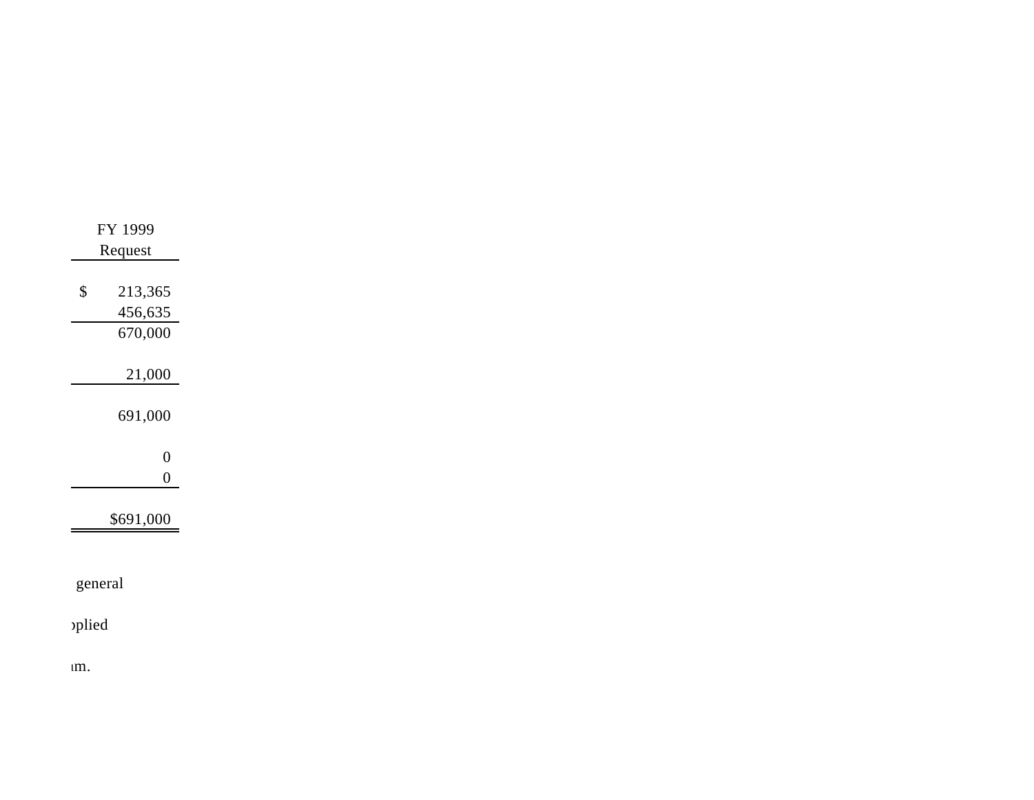| FY 1999 Request |
| ---: |
| |
| $ 213,365 |
| 456,635 |
| 670,000 |
| |
| 21,000 |
| |
| 691,000 |
| |
| 0 |
| 0 |
| |
| $691,000 |

general

pplied

m.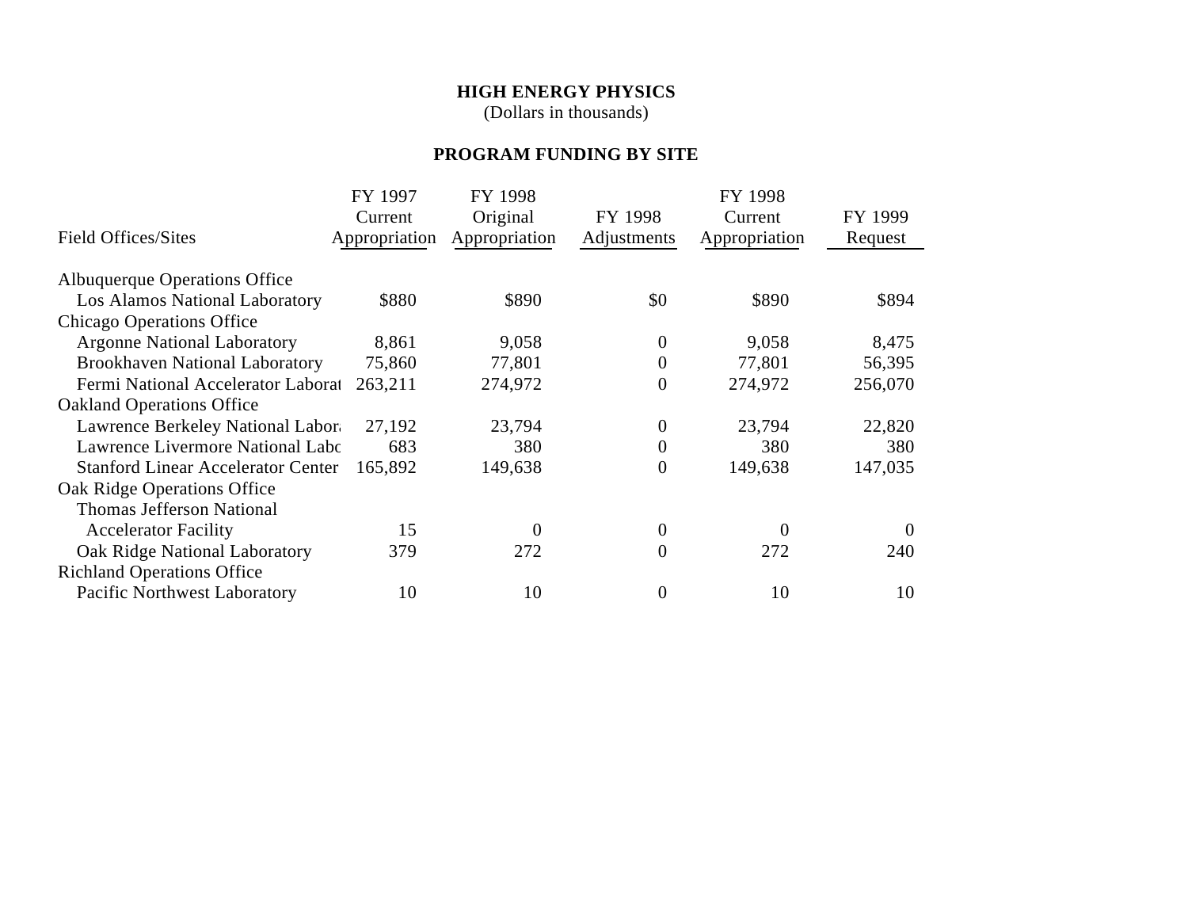**HIGH ENERGY PHYSICS**
(Dollars in thousands)

**PROGRAM FUNDING BY SITE**

| Field Offices/Sites | FY 1997 Current Appropriation | FY 1998 Original Appropriation | FY 1998 Adjustments | FY 1998 Current Appropriation | FY 1999 Request |
|---|---|---|---|---|---|
| Albuquerque Operations Office | | | | | |
| Los Alamos National Laboratory | $880 | $890 | $0 | $890 | $894 |
| Chicago Operations Office | | | | | |
| Argonne National Laboratory | 8,861 | 9,058 | 0 | 9,058 | 8,475 |
| Brookhaven National Laboratory | 75,860 | 77,801 | 0 | 77,801 | 56,395 |
| Fermi National Accelerator Laborat | 263,211 | 274,972 | 0 | 274,972 | 256,070 |
| Oakland Operations Office | | | | | |
| Lawrence Berkeley National Labor | 27,192 | 23,794 | 0 | 23,794 | 22,820 |
| Lawrence Livermore National Labo | 683 | 380 | 0 | 380 | 380 |
| Stanford Linear Accelerator Center | 165,892 | 149,638 | 0 | 149,638 | 147,035 |
| Oak Ridge Operations Office | | | | | |
| Thomas Jefferson National Accelerator Facility | 15 | 0 | 0 | 0 | 0 |
| Oak Ridge National Laboratory | 379 | 272 | 0 | 272 | 240 |
| Richland Operations Office | | | | | |
| Pacific Northwest Laboratory | 10 | 10 | 0 | 10 | 10 |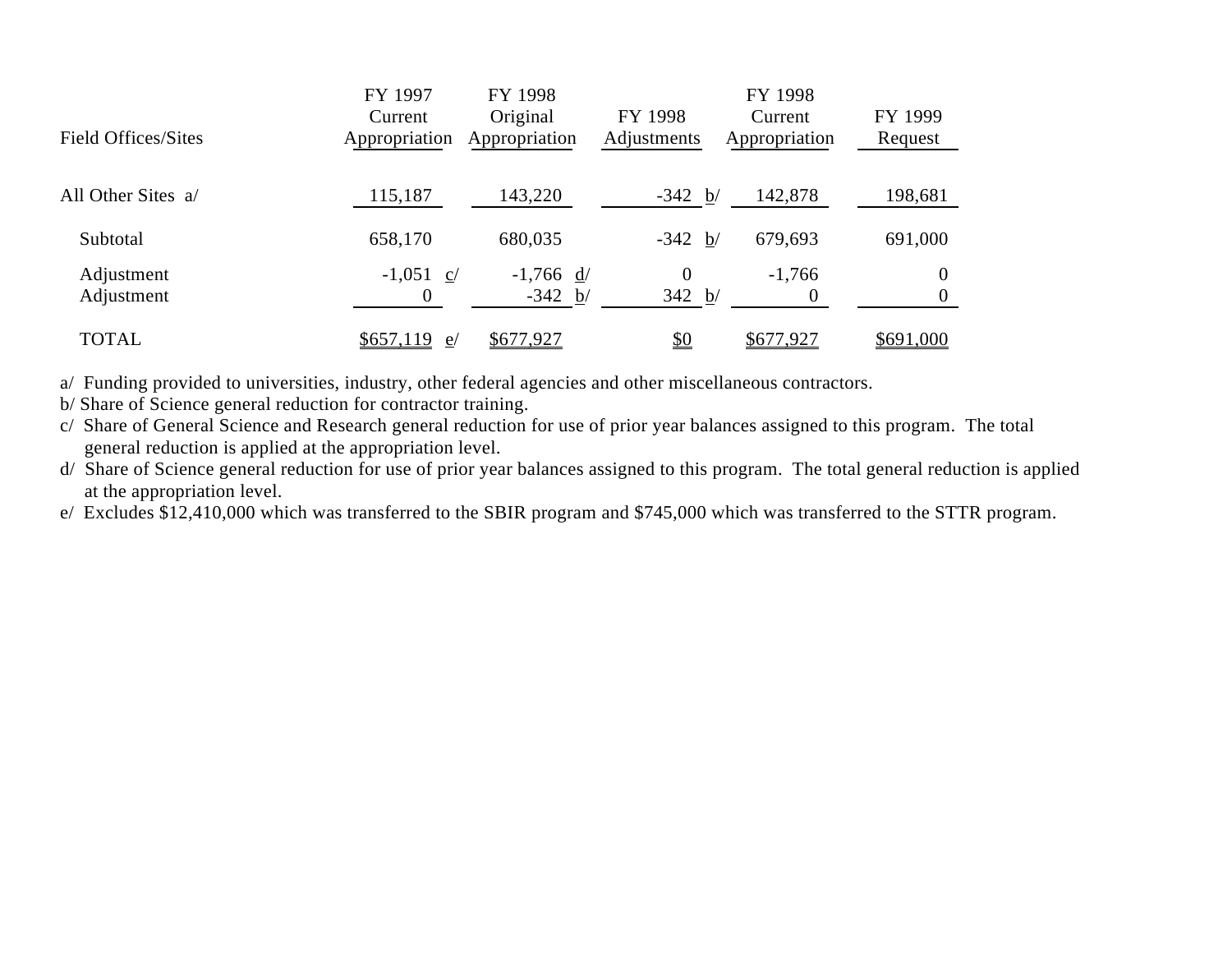| Field Offices/Sites | FY 1997 Current Appropriation | FY 1998 Original Appropriation | FY 1998 Adjustments | FY 1998 Current Appropriation | FY 1999 Request |
|---|---|---|---|---|---|
| All Other Sites a/ | 115,187 | 143,220 | -342 b/ | 142,878 | 198,681 |
| Subtotal | 658,170 | 680,035 | -342 b/ | 679,693 | 691,000 |
| Adjustment | -1,051 c/ | -1,766 d/ | 0 | -1,766 | 0 |
| Adjustment | 0 | -342 b/ | 342 b/ | 0 | 0 |
| TOTAL | $657,119 e/ | $677,927 | $0 | $677,927 | $691,000 |

a/ Funding provided to universities, industry, other federal agencies and other miscellaneous contractors.
b/ Share of Science general reduction for contractor training.
c/ Share of General Science and Research general reduction for use of prior year balances assigned to this program. The total general reduction is applied at the appropriation level.
d/ Share of Science general reduction for use of prior year balances assigned to this program. The total general reduction is applied at the appropriation level.
e/ Excludes $12,410,000 which was transferred to the SBIR program and $745,000 which was transferred to the STTR program.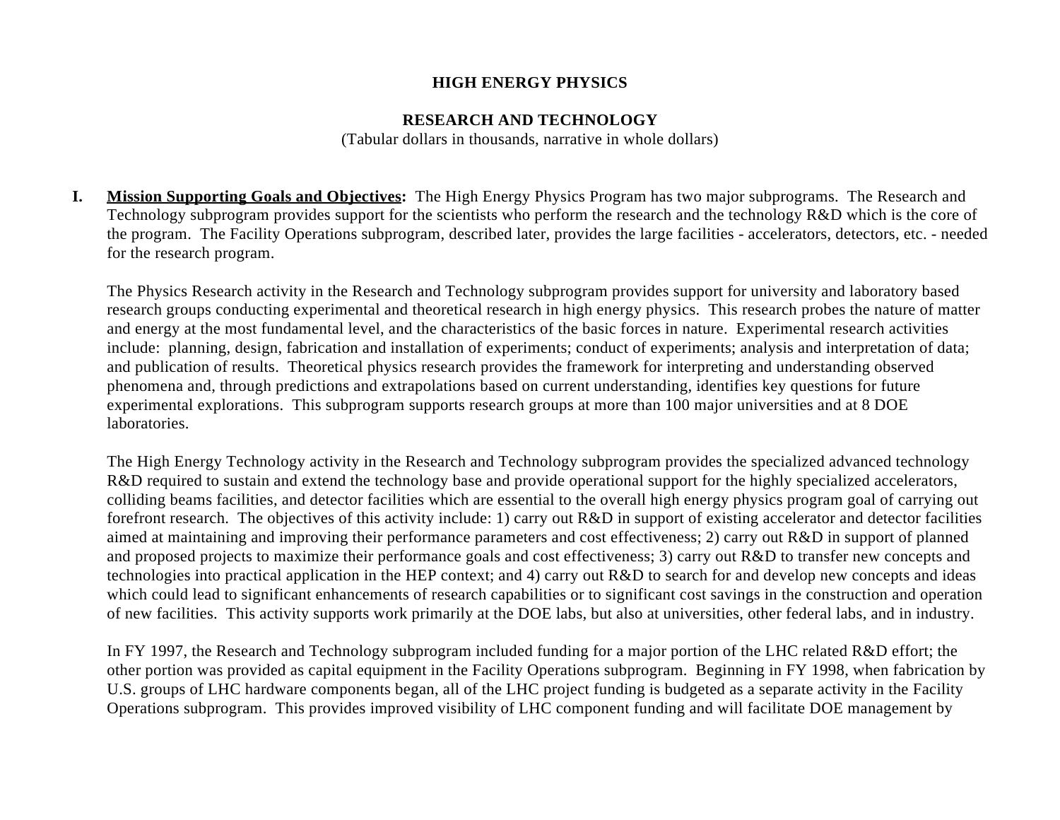# HIGH ENERGY PHYSICS

## RESEARCH AND TECHNOLOGY

(Tabular dollars in thousands, narrative in whole dollars)

**I.** **<u>Mission Supporting Goals and Objectives</u>:** The High Energy Physics Program has two major subprograms. The Research and Technology subprogram provides support for the scientists who perform the research and the technology R&D which is the core of the program. The Facility Operations subprogram, described later, provides the large facilities - accelerators, detectors, etc. - needed for the research program.

The Physics Research activity in the Research and Technology subprogram provides support for university and laboratory based research groups conducting experimental and theoretical research in high energy physics. This research probes the nature of matter and energy at the most fundamental level, and the characteristics of the basic forces in nature. Experimental research activities include: planning, design, fabrication and installation of experiments; conduct of experiments; analysis and interpretation of data; and publication of results. Theoretical physics research provides the framework for interpreting and understanding observed phenomena and, through predictions and extrapolations based on current understanding, identifies key questions for future experimental explorations. This subprogram supports research groups at more than 100 major universities and at 8 DOE laboratories.

The High Energy Technology activity in the Research and Technology subprogram provides the specialized advanced technology R&D required to sustain and extend the technology base and provide operational support for the highly specialized accelerators, colliding beams facilities, and detector facilities which are essential to the overall high energy physics program goal of carrying out forefront research. The objectives of this activity include: 1) carry out R&D in support of existing accelerator and detector facilities aimed at maintaining and improving their performance parameters and cost effectiveness; 2) carry out R&D in support of planned and proposed projects to maximize their performance goals and cost effectiveness; 3) carry out R&D to transfer new concepts and technologies into practical application in the HEP context; and 4) carry out R&D to search for and develop new concepts and ideas which could lead to significant enhancements of research capabilities or to significant cost savings in the construction and operation of new facilities. This activity supports work primarily at the DOE labs, but also at universities, other federal labs, and in industry.

In FY 1997, the Research and Technology subprogram included funding for a major portion of the LHC related R&D effort; the other portion was provided as capital equipment in the Facility Operations subprogram. Beginning in FY 1998, when fabrication by U.S. groups of LHC hardware components began, all of the LHC project funding is budgeted as a separate activity in the Facility Operations subprogram. This provides improved visibility of LHC component funding and will facilitate DOE management by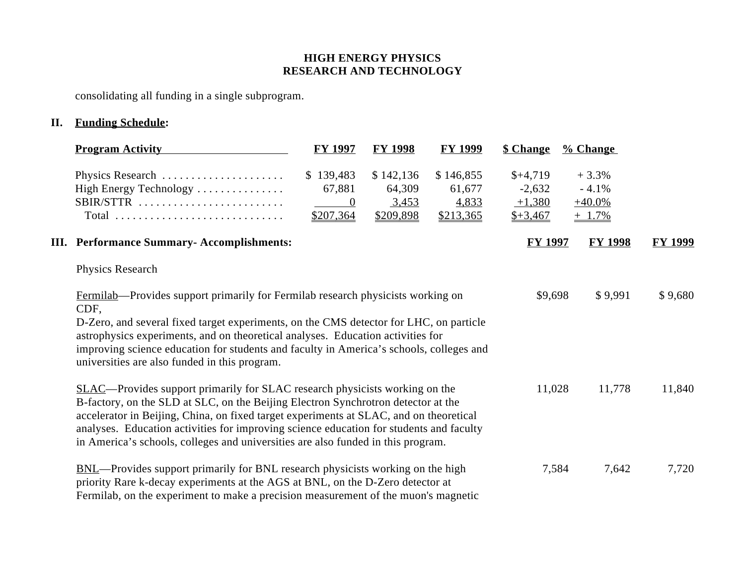consolidating all funding in a single subprogram.

**II. Funding Schedule:**

| Program Activity | FY 1997 | FY 1998 | FY 1999 | $ Change | % Change |
|---|---|---|---|---|---|
| Physics Research | $ 139,483 | $ 142,136 | $ 146,855 | $+4,719 | + 3.3% |
| High Energy Technology | 67,881 | 64,309 | 61,677 | -2,632 | - 4.1% |
| SBIR/STTR | 0 | 3,453 | 4,833 | +1,380 | +40.0% |
| Total | $207,364 | $209,898 | $213,365 | $+3,467 | + 1.7% |

**III. Performance Summary- Accomplishments:**

| | FY 1997 | FY 1998 | FY 1999 |
|---|---|---|---|
| Physics Research | | | |
| Fermilab—Provides support primarily for Fermilab research physicists working on CDF, D-Zero, and several fixed target experiments, on the CMS detector for LHC, on particle astrophysics experiments, and on theoretical analyses. Education activities for improving science education for students and faculty in America's schools, colleges and universities are also funded in this program. | $9,698 | $ 9,991 | $ 9,680 |
| SLAC—Provides support primarily for SLAC research physicists working on the B-factory, on the SLD at SLC, on the Beijing Electron Synchrotron detector at the accelerator in Beijing, China, on fixed target experiments at SLAC, and on theoretical analyses. Education activities for improving science education for students and faculty in America's schools, colleges and universities are also funded in this program. | 11,028 | 11,778 | 11,840 |
| BNL—Provides support primarily for BNL research physicists working on the high priority Rare k-decay experiments at the AGS at BNL, on the D-Zero detector at Fermilab, on the experiment to make a precision measurement of the muon's magnetic | 7,584 | 7,642 | 7,720 |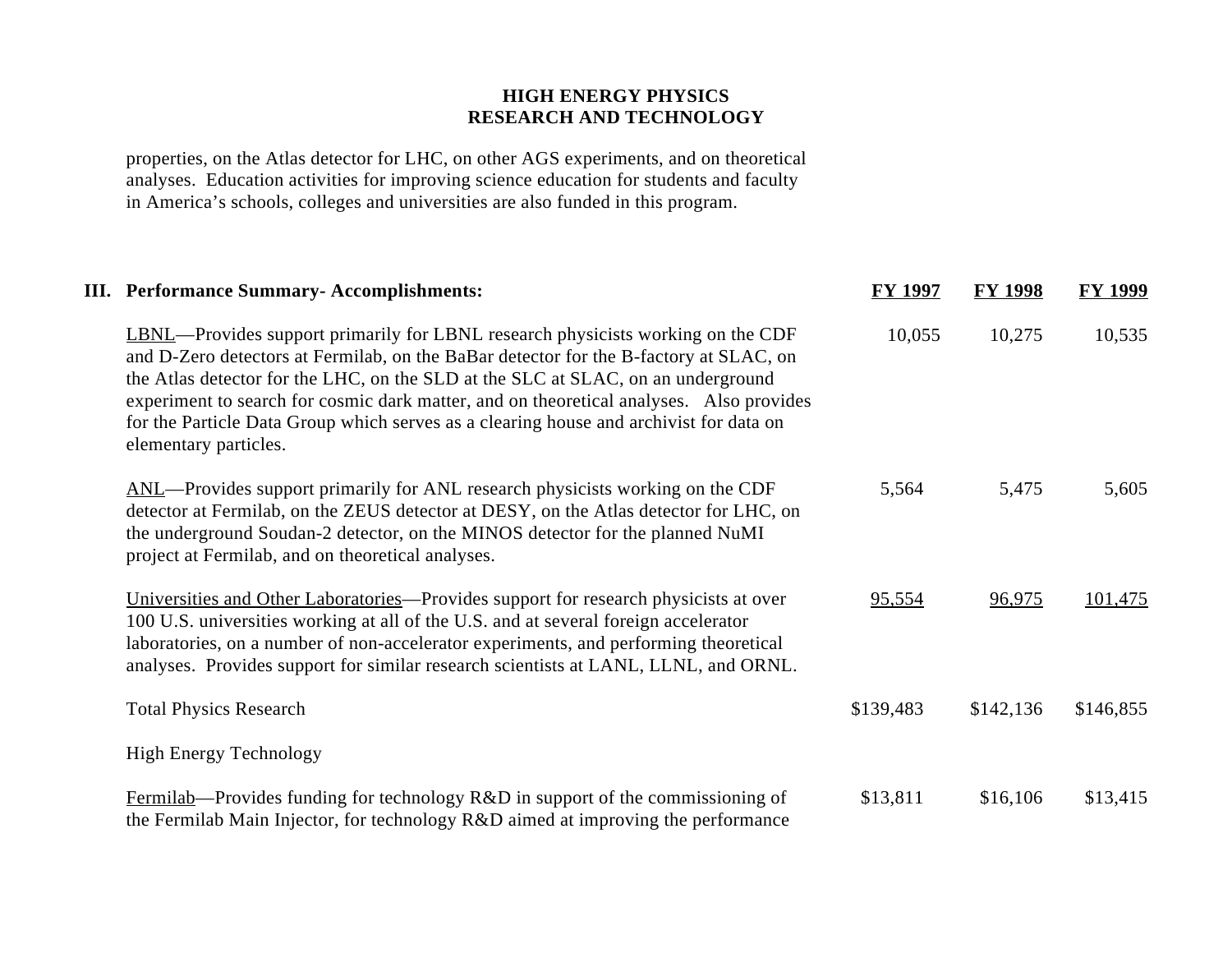properties, on the Atlas detector for LHC, on other AGS experiments, and on theoretical analyses. Education activities for improving science education for students and faculty in America's schools, colleges and universities are also funded in this program.

| **III. Performance Summary- Accomplishments:** | **FY 1997** | **FY 1998** | **FY 1999** |
|---|---|---|---|
| LBNL—Provides support primarily for LBNL research physicists working on the CDF and D-Zero detectors at Fermilab, on the BaBar detector for the B-factory at SLAC, on the Atlas detector for the LHC, on the SLD at the SLC at SLAC, on an underground experiment to search for cosmic dark matter, and on theoretical analyses. Also provides for the Particle Data Group which serves as a clearing house and archivist for data on elementary particles. | 10,055 | 10,275 | 10,535 |
| ANL—Provides support primarily for ANL research physicists working on the CDF detector at Fermilab, on the ZEUS detector at DESY, on the Atlas detector for LHC, on the underground Soudan-2 detector, on the MINOS detector for the planned NuMI project at Fermilab, and on theoretical analyses. | 5,564 | 5,475 | 5,605 |
| Universities and Other Laboratories—Provides support for research physicists at over 100 U.S. universities working at all of the U.S. and at several foreign accelerator laboratories, on a number of non-accelerator experiments, and performing theoretical analyses. Provides support for similar research scientists at LANL, LLNL, and ORNL. | 95,554 | 96,975 | 101,475 |
| Total Physics Research | $139,483 | $142,136 | $146,855 |
| High Energy Technology | | | |
| Fermilab—Provides funding for technology R&D in support of the commissioning of the Fermilab Main Injector, for technology R&D aimed at improving the performance | $13,811 | $16,106 | $13,415 |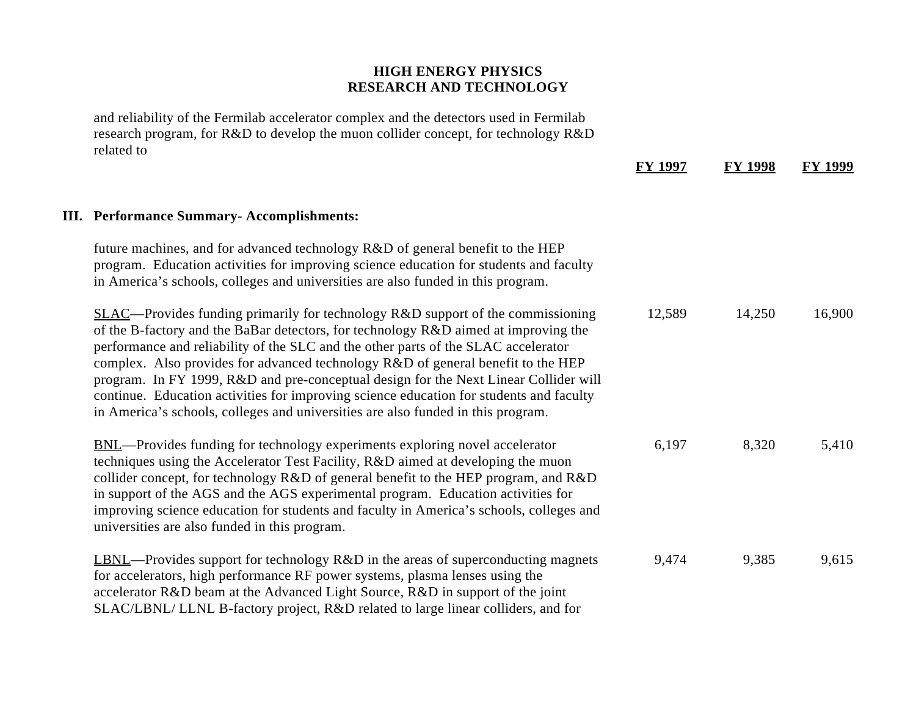## HIGH ENERGY PHYSICS
## RESEARCH AND TECHNOLOGY

and reliability of the Fermilab accelerator complex and the detectors used in Fermilab research program, for R&D to develop the muon collider concept, for technology R&D related to

### III. Performance Summary- Accomplishments:

future machines, and for advanced technology R&D of general benefit to the HEP program. Education activities for improving science education for students and faculty in America's schools, colleges and universities are also funded in this program.

| | FY 1997 | FY 1998 | FY 1999 |
|---|---|---|---|
| SLAC—Provides funding primarily for technology R&D support of the commissioning of the B-factory and the BaBar detectors, for technology R&D aimed at improving the performance and reliability of the SLC and the other parts of the SLAC accelerator complex. Also provides for advanced technology R&D of general benefit to the HEP program. In FY 1999, R&D and pre-conceptual design for the Next Linear Collider will continue. Education activities for improving science education for students and faculty in America's schools, colleges and universities are also funded in this program. | 12,589 | 14,250 | 16,900 |
| BNL—Provides funding for technology experiments exploring novel accelerator techniques using the Accelerator Test Facility, R&D aimed at developing the muon collider concept, for technology R&D of general benefit to the HEP program, and R&D in support of the AGS and the AGS experimental program. Education activities for improving science education for students and faculty in America's schools, colleges and universities are also funded in this program. | 6,197 | 8,320 | 5,410 |
| LBNL—Provides support for technology R&D in the areas of superconducting magnets for accelerators, high performance RF power systems, plasma lenses using the accelerator R&D beam at the Advanced Light Source, R&D in support of the joint SLAC/LBNL/ LLNL B-factory project, R&D related to large linear colliders, and for | 9,474 | 9,385 | 9,615 |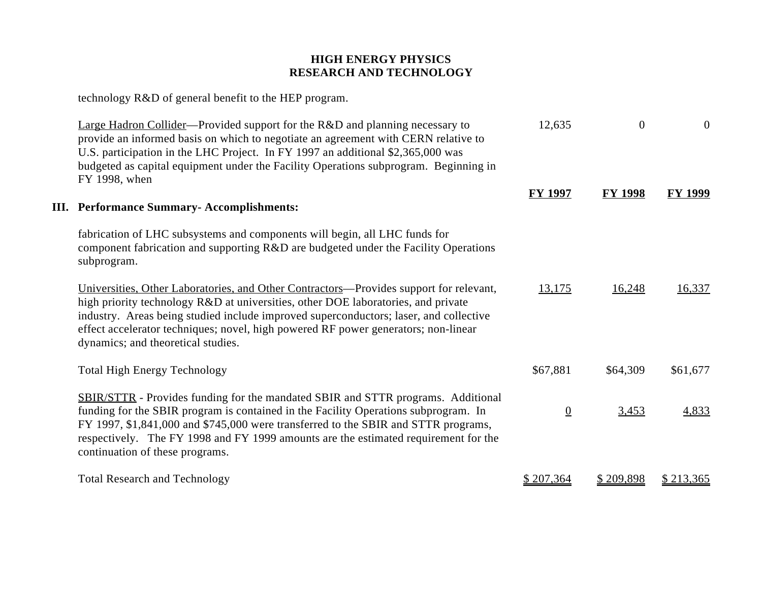# HIGH ENERGY PHYSICS
## RESEARCH AND TECHNOLOGY

technology R&D of general benefit to the HEP program.

| | FY 1997 | FY 1998 | FY 1999 |
|---|---|---|---|
| Large Hadron Collider—Provided support for the R&D and planning necessary to provide an informed basis on which to negotiate an agreement with CERN relative to U.S. participation in the LHC Project. In FY 1997 an additional $2,365,000 was budgeted as capital equipment under the Facility Operations subprogram. Beginning in FY 1998, when fabrication of LHC subsystems and components will begin, all LHC funds for component fabrication and supporting R&D are budgeted under the Facility Operations subprogram. | 12,635 | 0 | 0 |
| Universities, Other Laboratories, and Other Contractors—Provides support for relevant, high priority technology R&D at universities, other DOE laboratories, and private industry. Areas being studied include improved superconductors; laser, and collective effect accelerator techniques; novel, high powered RF power generators; non-linear dynamics; and theoretical studies. | 13,175 | 16,248 | 16,337 |
| Total High Energy Technology | $67,881 | $64,309 | $61,677 |
| SBIR/STTR - Provides funding for the mandated SBIR and STTR programs. Additional funding for the SBIR program is contained in the Facility Operations subprogram. In FY 1997, $1,841,000 and $745,000 were transferred to the SBIR and STTR programs, respectively. The FY 1998 and FY 1999 amounts are the estimated requirement for the continuation of these programs. | 0 | 3,453 | 4,833 |
| Total Research and Technology | $ 207,364 | $ 209,898 | $ 213,365 |

## III. Performance Summary- Accomplishments: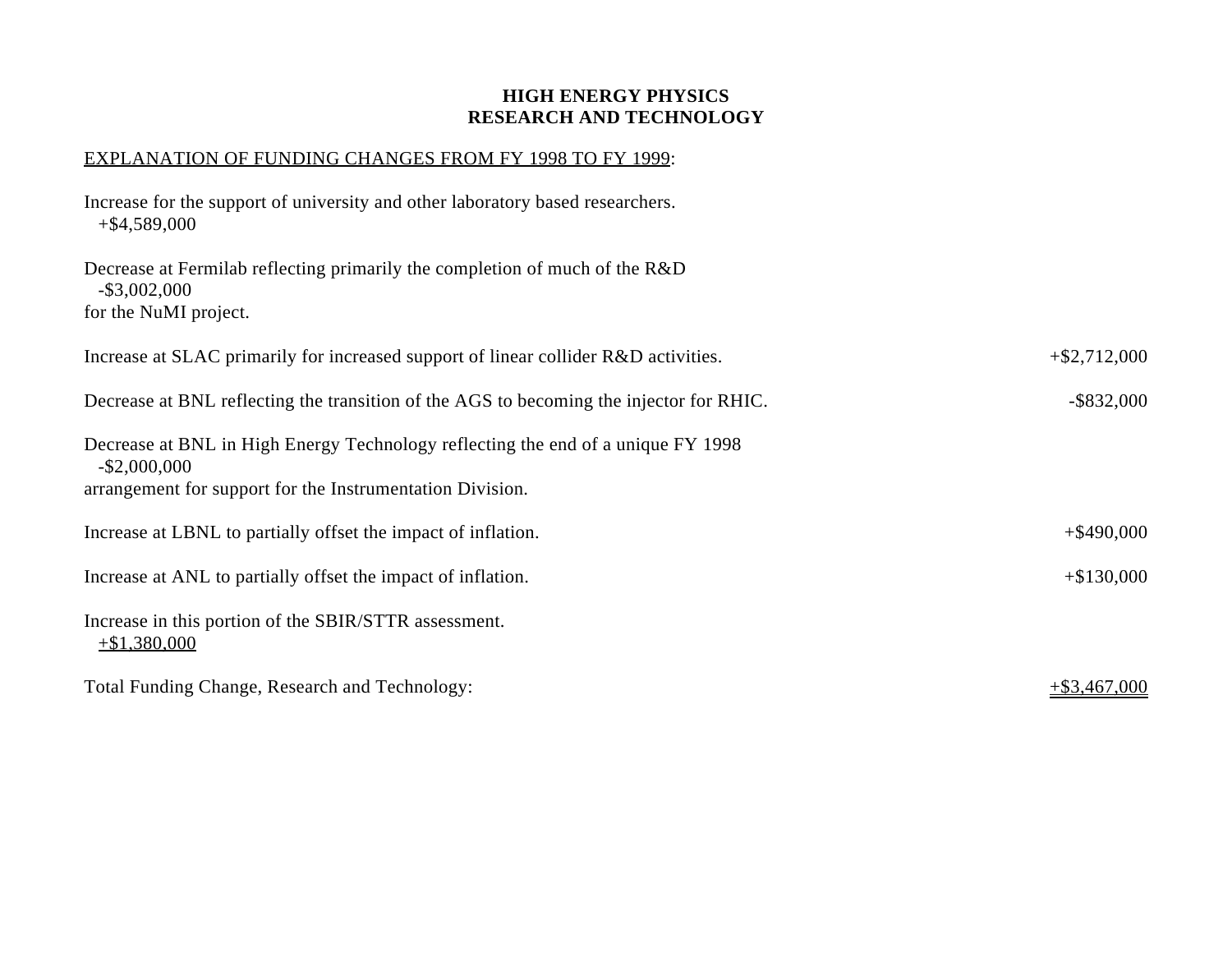## HIGH ENERGY PHYSICS
## RESEARCH AND TECHNOLOGY

EXPLANATION OF FUNDING CHANGES FROM FY 1998 TO FY 1999:

| Explanation | Change |
|---|---|
| Increase for the support of university and other laboratory based researchers. | +$4,589,000 |
| Decrease at Fermilab reflecting primarily the completion of much of the R&D for the NuMI project. | -$3,002,000 |
| Increase at SLAC primarily for increased support of linear collider R&D activities. | +$2,712,000 |
| Decrease at BNL reflecting the transition of the AGS to becoming the injector for RHIC. | -$832,000 |
| Decrease at BNL in High Energy Technology reflecting the end of a unique FY 1998 arrangement for support for the Instrumentation Division. | -$2,000,000 |
| Increase at LBNL to partially offset the impact of inflation. | +$490,000 |
| Increase at ANL to partially offset the impact of inflation. | +$130,000 |
| Increase in this portion of the SBIR/STTR assessment. | +$1,380,000 |
| Total Funding Change, Research and Technology: | +$3,467,000 |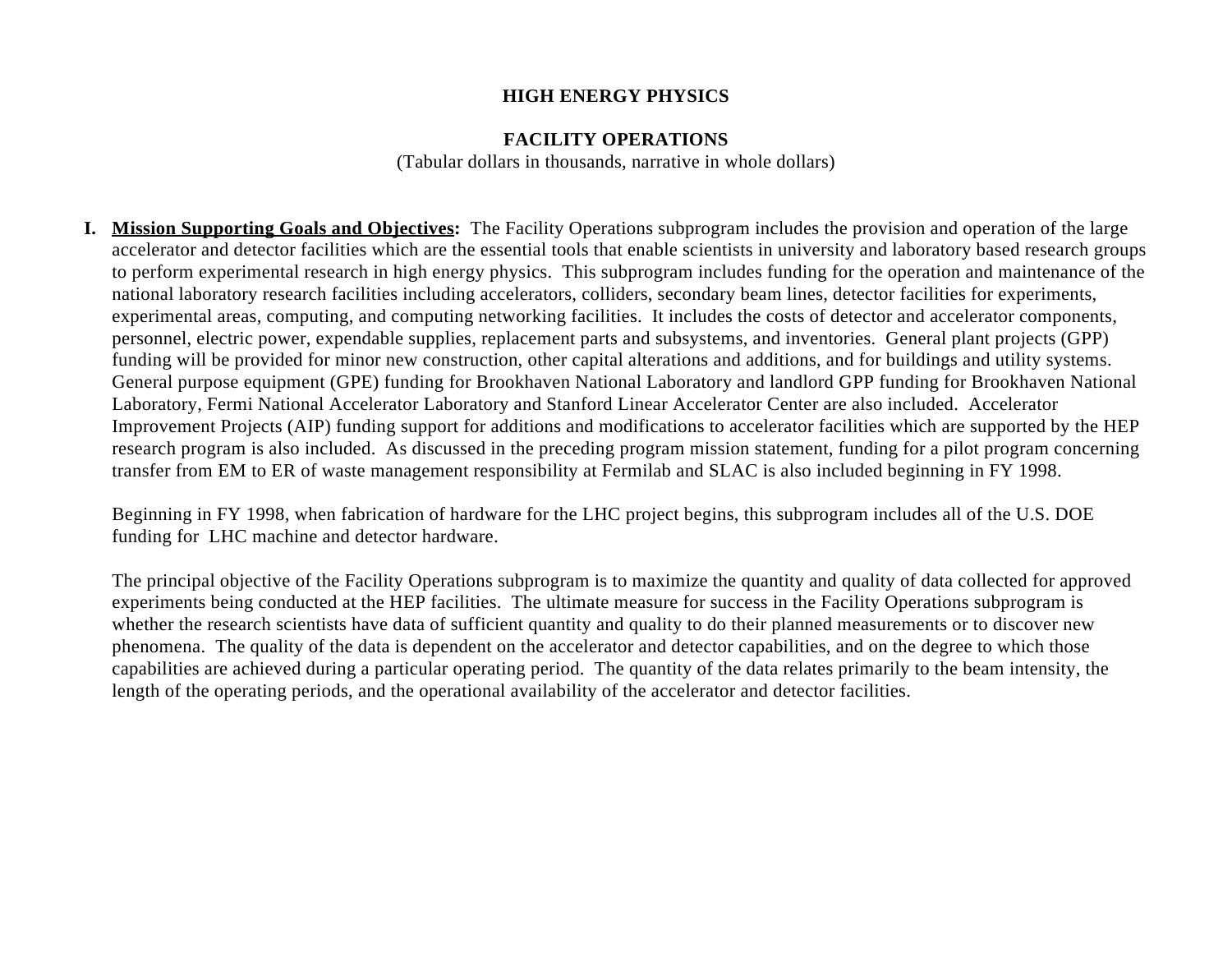# HIGH ENERGY PHYSICS

## FACILITY OPERATIONS

(Tabular dollars in thousands, narrative in whole dollars)

**I. <u>Mission Supporting Goals and Objectives</u>:** The Facility Operations subprogram includes the provision and operation of the large accelerator and detector facilities which are the essential tools that enable scientists in university and laboratory based research groups to perform experimental research in high energy physics. This subprogram includes funding for the operation and maintenance of the national laboratory research facilities including accelerators, colliders, secondary beam lines, detector facilities for experiments, experimental areas, computing, and computing networking facilities. It includes the costs of detector and accelerator components, personnel, electric power, expendable supplies, replacement parts and subsystems, and inventories. General plant projects (GPP) funding will be provided for minor new construction, other capital alterations and additions, and for buildings and utility systems. General purpose equipment (GPE) funding for Brookhaven National Laboratory and landlord GPP funding for Brookhaven National Laboratory, Fermi National Accelerator Laboratory and Stanford Linear Accelerator Center are also included. Accelerator Improvement Projects (AIP) funding support for additions and modifications to accelerator facilities which are supported by the HEP research program is also included. As discussed in the preceding program mission statement, funding for a pilot program concerning transfer from EM to ER of waste management responsibility at Fermilab and SLAC is also included beginning in FY 1998.

Beginning in FY 1998, when fabrication of hardware for the LHC project begins, this subprogram includes all of the U.S. DOE funding for LHC machine and detector hardware.

The principal objective of the Facility Operations subprogram is to maximize the quantity and quality of data collected for approved experiments being conducted at the HEP facilities. The ultimate measure for success in the Facility Operations subprogram is whether the research scientists have data of sufficient quantity and quality to do their planned measurements or to discover new phenomena. The quality of the data is dependent on the accelerator and detector capabilities, and on the degree to which those capabilities are achieved during a particular operating period. The quantity of the data relates primarily to the beam intensity, the length of the operating periods, and the operational availability of the accelerator and detector facilities.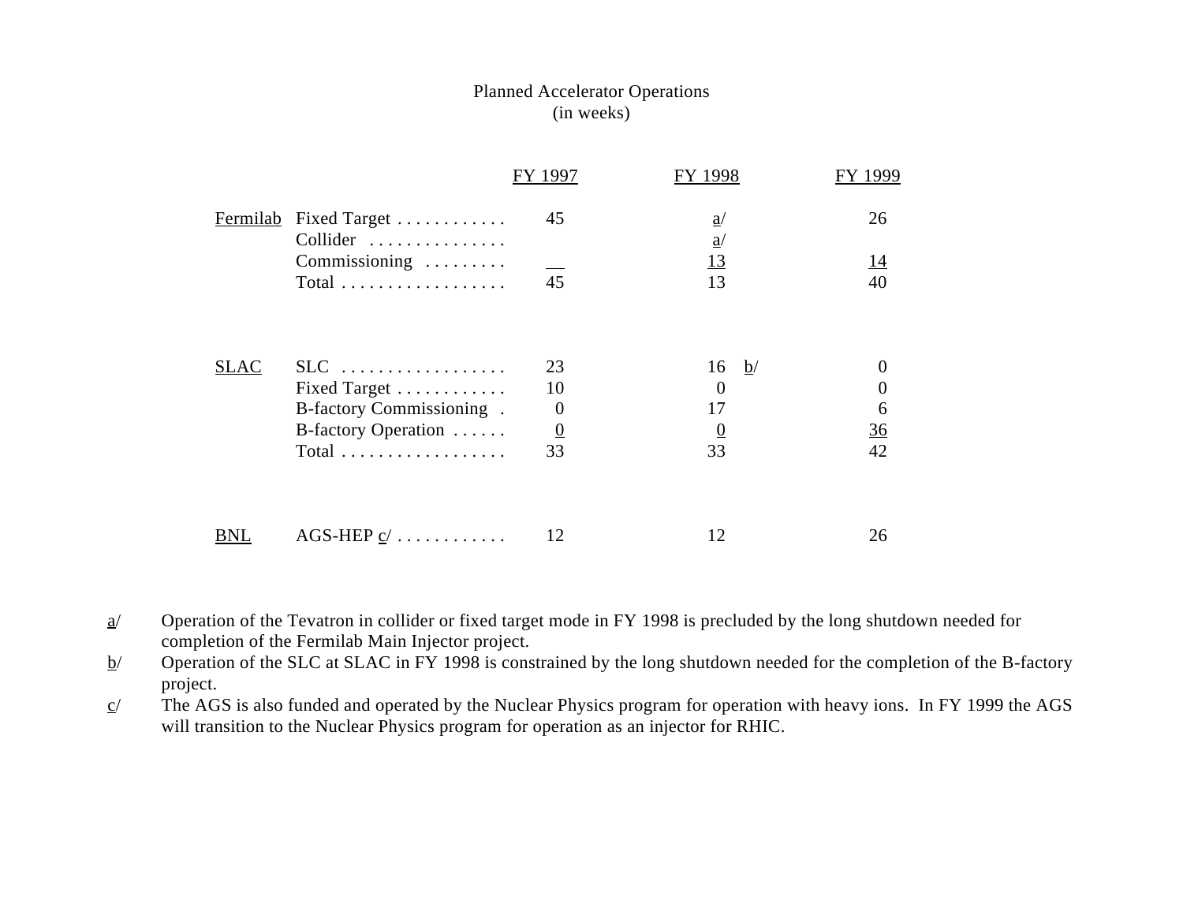## Planned Accelerator Operations
(in weeks)

| | | FY 1997 | FY 1998 | FY 1999 |
|---|---|---|---|---|
| Fermilab | Fixed Target | 45 | a/ | 26 |
| | Collider | | a/ | |
| | Commissioning | __ | 13 | 14 |
| | Total | 45 | 13 | 40 |
| SLAC | SLC | 23 | 16 b/ | 0 |
| | Fixed Target | 10 | 0 | 0 |
| | B-factory Commissioning | 0 | 17 | 6 |
| | B-factory Operation | 0 | 0 | 36 |
| | Total | 33 | 33 | 42 |
| BNL | AGS-HEP c/ | 12 | 12 | 26 |

a/ Operation of the Tevatron in collider or fixed target mode in FY 1998 is precluded by the long shutdown needed for completion of the Fermilab Main Injector project.

b/ Operation of the SLC at SLAC in FY 1998 is constrained by the long shutdown needed for the completion of the B-factory project.

c/ The AGS is also funded and operated by the Nuclear Physics program for operation with heavy ions. In FY 1999 the AGS will transition to the Nuclear Physics program for operation as an injector for RHIC.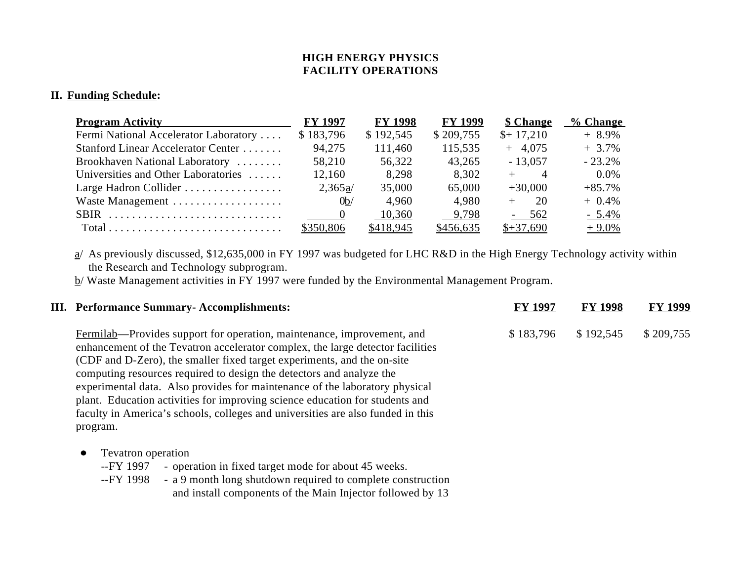**HIGH ENERGY PHYSICS**
**FACILITY OPERATIONS**

## II. Funding Schedule:

| Program Activity | FY 1997 | FY 1998 | FY 1999 | $ Change | % Change |
|---|---|---|---|---|---|
| Fermi National Accelerator Laboratory . . . . | $ 183,796 | $ 192,545 | $ 209,755 | $+ 17,210 | + 8.9% |
| Stanford Linear Accelerator Center . . . . . . . | 94,275 | 111,460 | 115,535 | + 4,075 | + 3.7% |
| Brookhaven National Laboratory . . . . . . . . | 58,210 | 56,322 | 43,265 | - 13,057 | - 23.2% |
| Universities and Other Laboratories . . . . . . | 12,160 | 8,298 | 8,302 | + 4 | 0.0% |
| Large Hadron Collider . . . . . . . . . . . . . . . . . | 2,365a/ | 35,000 | 65,000 | +30,000 | +85.7% |
| Waste Management . . . . . . . . . . . . . . . . . . . | 0b/ | 4,960 | 4,980 | + 20 | + 0.4% |
| SBIR . . . . . . . . . . . . . . . . . . . . . . . . . . . . . . | 0 | 10,360 | 9,798 | - 562 | - 5.4% |
| Total . . . . . . . . . . . . . . . . . . . . . . . . . . . . . . | $350,806 | $418,945 | $456,635 | $+37,690 | + 9.0% |

a/ As previously discussed, $12,635,000 in FY 1997 was budgeted for LHC R&D in the High Energy Technology activity within the Research and Technology subprogram.

b/ Waste Management activities in FY 1997 were funded by the Environmental Management Program.

## III. Performance Summary- Accomplishments:

| | FY 1997 | FY 1998 | FY 1999 |
|---|---|---|---|
| Fermilab—Provides support for operation, maintenance, improvement, and enhancement of the Tevatron accelerator complex, the large detector facilities (CDF and D-Zero), the smaller fixed target experiments, and the on-site computing resources required to design the detectors and analyze the experimental data. Also provides for maintenance of the laboratory physical plant. Education activities for improving science education for students and faculty in America's schools, colleges and universities are also funded in this program. | $ 183,796 | $ 192,545 | $ 209,755 |

- Tevatron operation
  - --FY 1997 - operation in fixed target mode for about 45 weeks.
  - --FY 1998 - a 9 month long shutdown required to complete construction and install components of the Main Injector followed by 13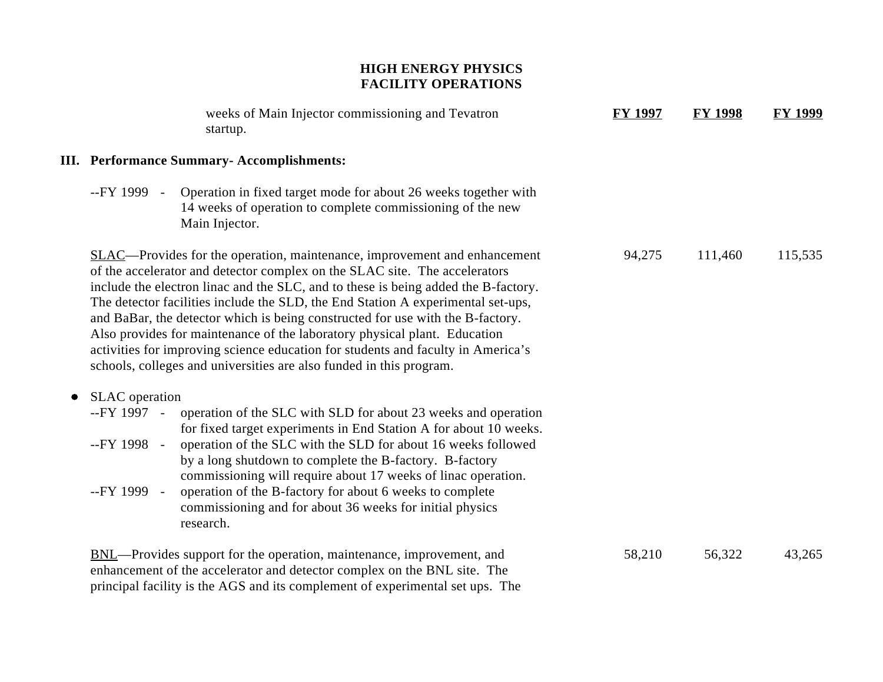# HIGH ENERGY PHYSICS
## FACILITY OPERATIONS

| | FY 1997 | FY 1998 | FY 1999 |
|---|---|---|---|
| weeks of Main Injector commissioning and Tevatron startup. | | | |

### III. Performance Summary- Accomplishments:

--FY 1999 - Operation in fixed target mode for about 26 weeks together with 14 weeks of operation to complete commissioning of the new Main Injector.

| | FY 1997 | FY 1998 | FY 1999 |
|---|---|---|---|
| SLAC—Provides for the operation, maintenance, improvement and enhancement of the accelerator and detector complex on the SLAC site. The accelerators include the electron linac and the SLC, and to these is being added the B-factory. The detector facilities include the SLD, the End Station A experimental set-ups, and BaBar, the detector which is being constructed for use with the B-factory. Also provides for maintenance of the laboratory physical plant. Education activities for improving science education for students and faculty in America's schools, colleges and universities are also funded in this program. | 94,275 | 111,460 | 115,535 |

- SLAC operation
  - --FY 1997 - operation of the SLC with SLD for about 23 weeks and operation for fixed target experiments in End Station A for about 10 weeks.
  - --FY 1998 - operation of the SLC with the SLD for about 16 weeks followed by a long shutdown to complete the B-factory. B-factory commissioning will require about 17 weeks of linac operation.
  - --FY 1999 - operation of the B-factory for about 6 weeks to complete commissioning and for about 36 weeks for initial physics research.

| | FY 1997 | FY 1998 | FY 1999 |
|---|---|---|---|
| BNL—Provides support for the operation, maintenance, improvement, and enhancement of the accelerator and detector complex on the BNL site. The principal facility is the AGS and its complement of experimental set ups. The | 58,210 | 56,322 | 43,265 |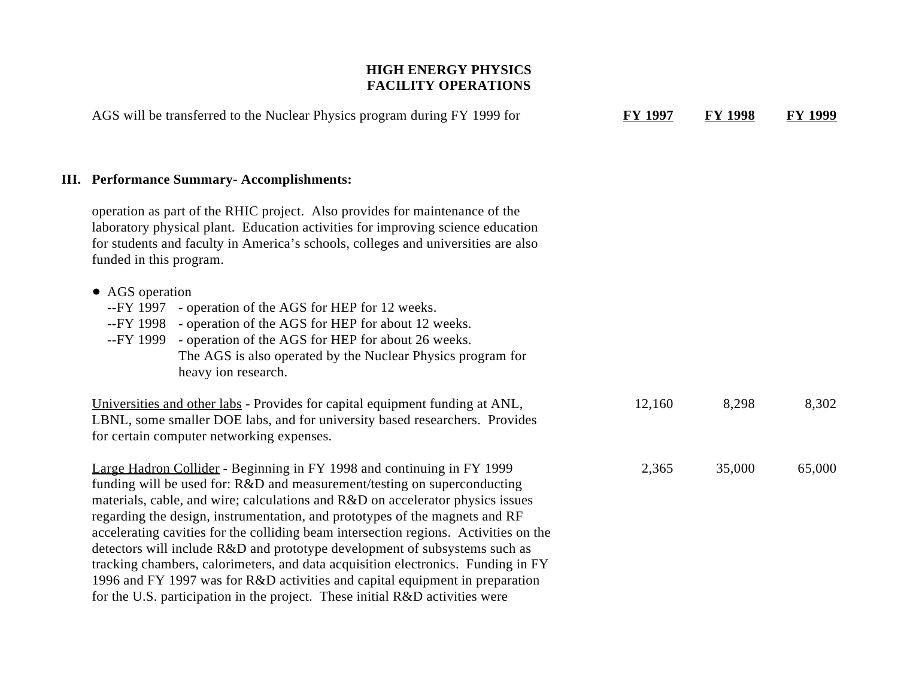# HIGH ENERGY PHYSICS
## FACILITY OPERATIONS

| AGS will be transferred to the Nuclear Physics program during FY 1999 for | FY 1997 | FY 1998 | FY 1999 |
|---|---|---|---|

### III. Performance Summary- Accomplishments:

operation as part of the RHIC project. Also provides for maintenance of the laboratory physical plant. Education activities for improving science education for students and faculty in America's schools, colleges and universities are also funded in this program.

- AGS operation
  - --FY 1997 - operation of the AGS for HEP for 12 weeks.
  - --FY 1998 - operation of the AGS for HEP for about 12 weeks.
  - --FY 1999 - operation of the AGS for HEP for about 26 weeks. The AGS is also operated by the Nuclear Physics program for heavy ion research.

| | FY 1997 | FY 1998 | FY 1999 |
|---|---|---|---|
| Universities and other labs - Provides for capital equipment funding at ANL, LBNL, some smaller DOE labs, and for university based researchers. Provides for certain computer networking expenses. | 12,160 | 8,298 | 8,302 |
| Large Hadron Collider - Beginning in FY 1998 and continuing in FY 1999 funding will be used for: R&D and measurement/testing on superconducting materials, cable, and wire; calculations and R&D on accelerator physics issues regarding the design, instrumentation, and prototypes of the magnets and RF accelerating cavities for the colliding beam intersection regions. Activities on the detectors will include R&D and prototype development of subsystems such as tracking chambers, calorimeters, and data acquisition electronics. Funding in FY 1996 and FY 1997 was for R&D activities and capital equipment in preparation for the U.S. participation in the project. These initial R&D activities were | 2,365 | 35,000 | 65,000 |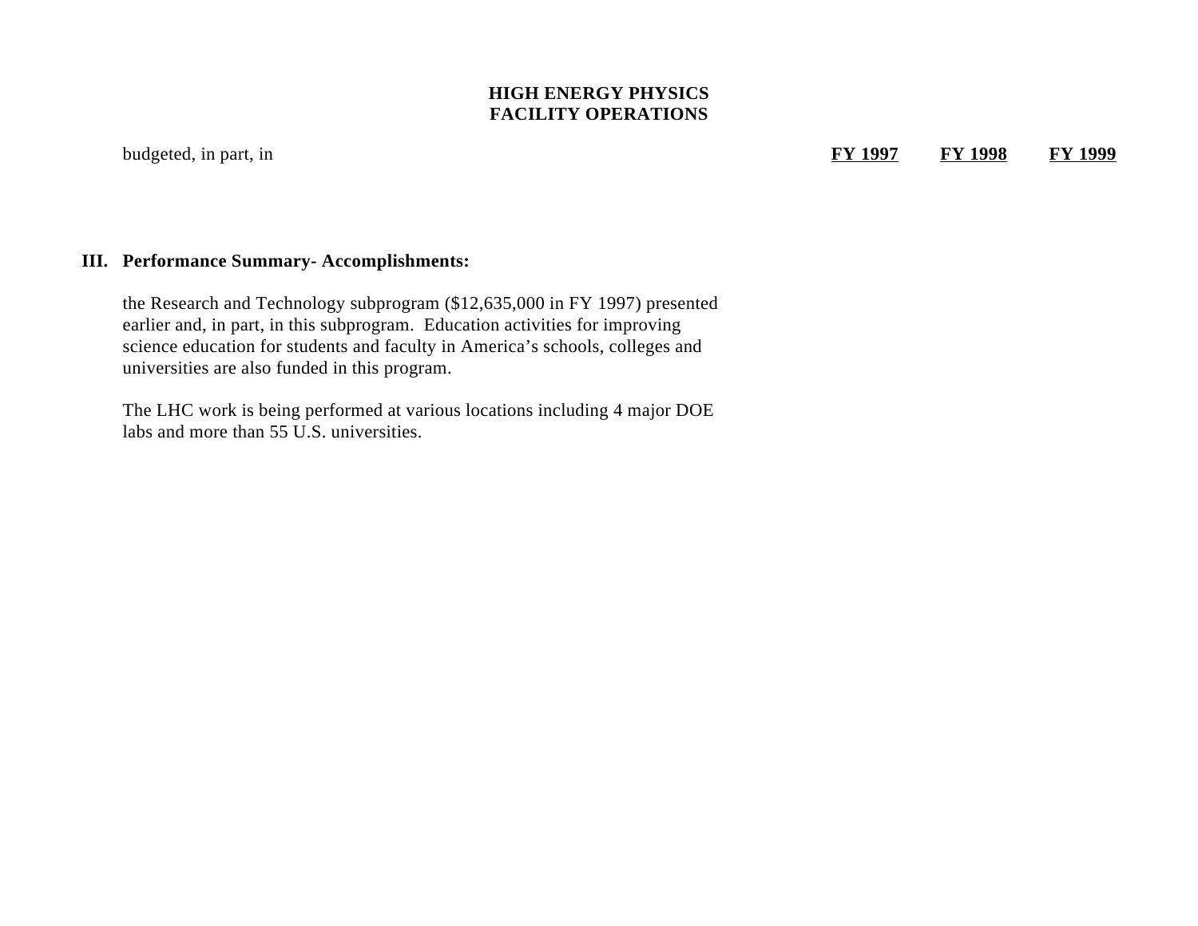**HIGH ENERGY PHYSICS**
**FACILITY OPERATIONS**

| budgeted, in part, in | **FY 1997** | **FY 1998** | **FY 1999** |
|---|---|---|---|

## III. Performance Summary- Accomplishments:

the Research and Technology subprogram ($12,635,000 in FY 1997) presented earlier and, in part, in this subprogram. Education activities for improving science education for students and faculty in America's schools, colleges and universities are also funded in this program.

The LHC work is being performed at various locations including 4 major DOE labs and more than 55 U.S. universities.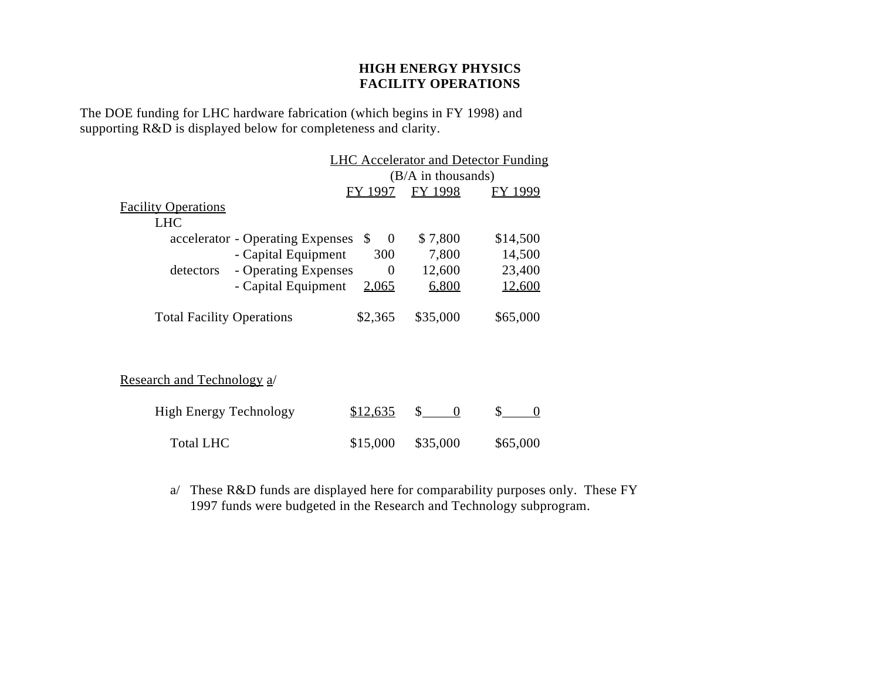**HIGH ENERGY PHYSICS**
**FACILITY OPERATIONS**

The DOE funding for LHC hardware fabrication (which begins in FY 1998) and supporting R&D is displayed below for completeness and clarity.

| | LHC Accelerator and Detector Funding (B/A in thousands) | | |
|---|---|---|---|
| | FY 1997 | FY 1998 | FY 1999 |
| Facility Operations | | | |
| LHC | | | |
| accelerator - Operating Expenses | $ 0 | $ 7,800 | $14,500 |
| - Capital Equipment | 300 | 7,800 | 14,500 |
| detectors - Operating Expenses | 0 | 12,600 | 23,400 |
| - Capital Equipment | 2,065 | 6,800 | 12,600 |
| Total Facility Operations | $2,365 | $35,000 | $65,000 |
| Research and Technology a/ | | | |
| High Energy Technology | $12,635 | $ 0 | $ 0 |
| Total LHC | $15,000 | $35,000 | $65,000 |

a/ These R&D funds are displayed here for comparability purposes only. These FY 1997 funds were budgeted in the Research and Technology subprogram.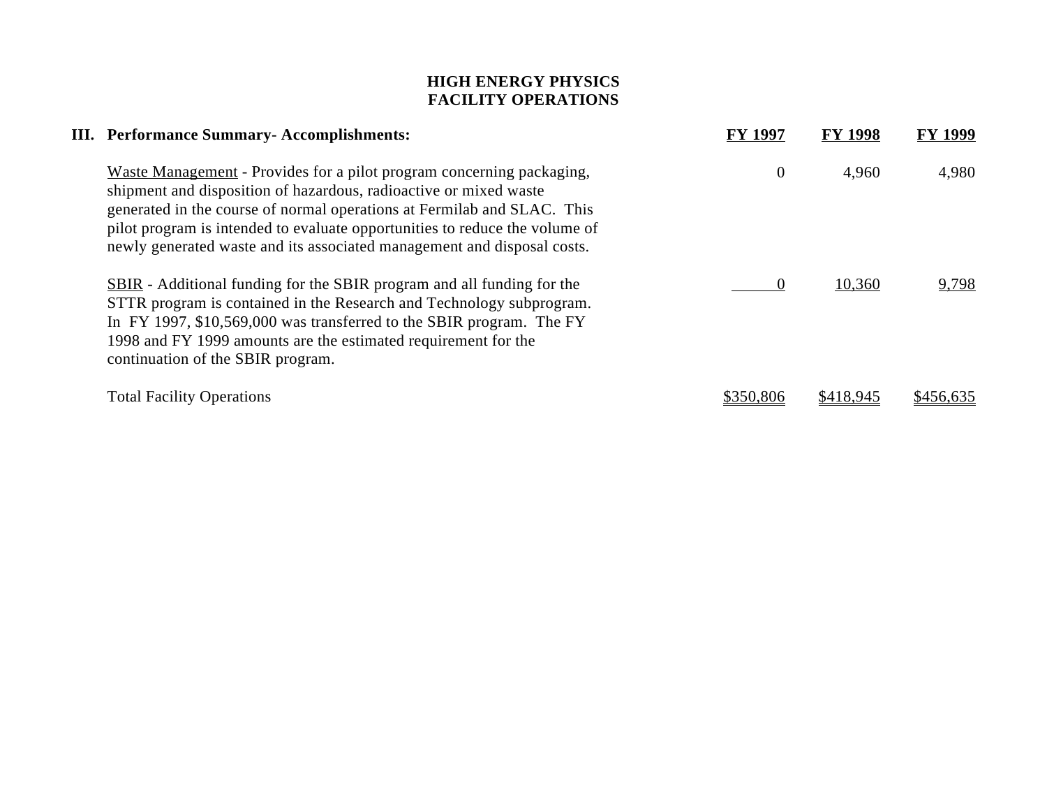# HIGH ENERGY PHYSICS
## FACILITY OPERATIONS

| III. Performance Summary- Accomplishments: | FY 1997 | FY 1998 | FY 1999 |
|---|---|---|---|
| Waste Management - Provides for a pilot program concerning packaging, shipment and disposition of hazardous, radioactive or mixed waste generated in the course of normal operations at Fermilab and SLAC. This pilot program is intended to evaluate opportunities to reduce the volume of newly generated waste and its associated management and disposal costs. | 0 | 4,960 | 4,980 |
| SBIR - Additional funding for the SBIR program and all funding for the STTR program is contained in the Research and Technology subprogram. In FY 1997, $10,569,000 was transferred to the SBIR program. The FY 1998 and FY 1999 amounts are the estimated requirement for the continuation of the SBIR program. | 0 | 10,360 | 9,798 |
| Total Facility Operations | $350,806 | $418,945 | $456,635 |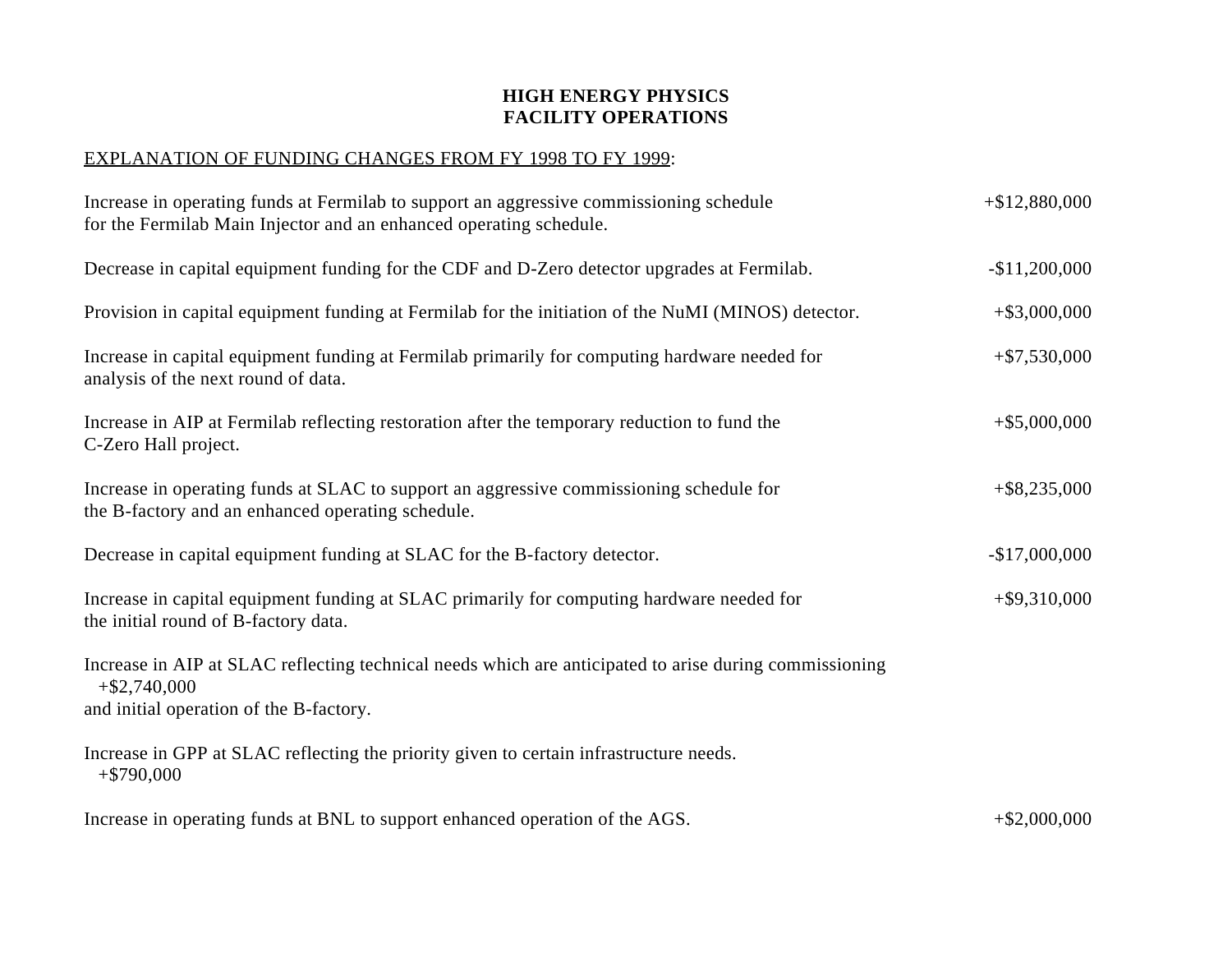**HIGH ENERGY PHYSICS**
**FACILITY OPERATIONS**

<u>EXPLANATION OF FUNDING CHANGES FROM FY 1998 TO FY 1999</u>:

| Explanation | Change |
|---|---|
| Increase in operating funds at Fermilab to support an aggressive commissioning schedule for the Fermilab Main Injector and an enhanced operating schedule. | +$12,880,000 |
| Decrease in capital equipment funding for the CDF and D-Zero detector upgrades at Fermilab. | -$11,200,000 |
| Provision in capital equipment funding at Fermilab for the initiation of the NuMI (MINOS) detector. | +$3,000,000 |
| Increase in capital equipment funding at Fermilab primarily for computing hardware needed for analysis of the next round of data. | +$7,530,000 |
| Increase in AIP at Fermilab reflecting restoration after the temporary reduction to fund the C-Zero Hall project. | +$5,000,000 |
| Increase in operating funds at SLAC to support an aggressive commissioning schedule for the B-factory and an enhanced operating schedule. | +$8,235,000 |
| Decrease in capital equipment funding at SLAC for the B-factory detector. | -$17,000,000 |
| Increase in capital equipment funding at SLAC primarily for computing hardware needed for the initial round of B-factory data. | +$9,310,000 |
| Increase in AIP at SLAC reflecting technical needs which are anticipated to arise during commissioning and initial operation of the B-factory. | +$2,740,000 |
| Increase in GPP at SLAC reflecting the priority given to certain infrastructure needs. | +$790,000 |
| Increase in operating funds at BNL to support enhanced operation of the AGS. | +$2,000,000 |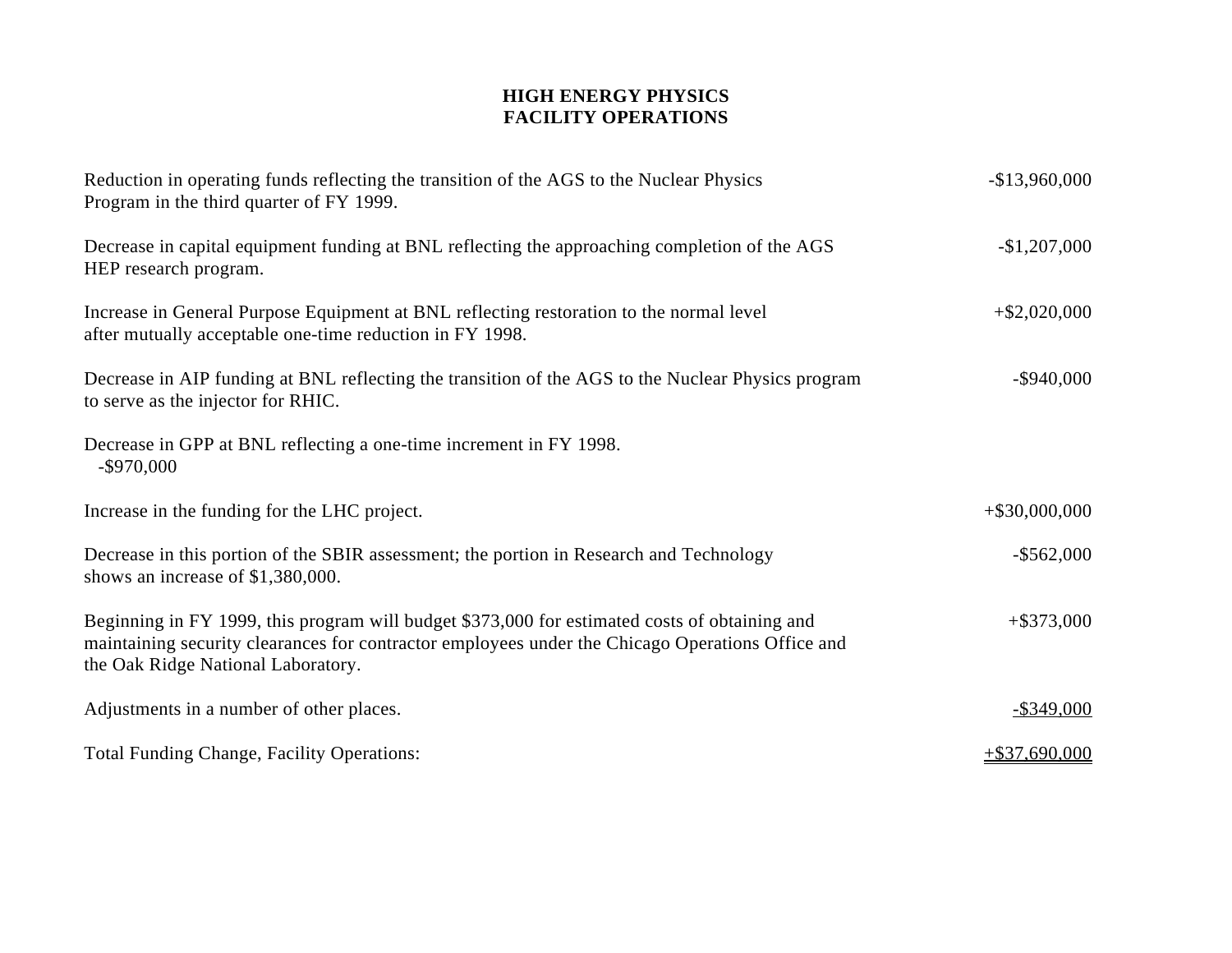**HIGH ENERGY PHYSICS**
**FACILITY OPERATIONS**

| | |
|---|---|
| Reduction in operating funds reflecting the transition of the AGS to the Nuclear Physics Program in the third quarter of FY 1999. | -$13,960,000 |
| Decrease in capital equipment funding at BNL reflecting the approaching completion of the AGS HEP research program. | -$1,207,000 |
| Increase in General Purpose Equipment at BNL reflecting restoration to the normal level after mutually acceptable one-time reduction in FY 1998. | +$2,020,000 |
| Decrease in AIP funding at BNL reflecting the transition of the AGS to the Nuclear Physics program to serve as the injector for RHIC. | -$940,000 |
| Decrease in GPP at BNL reflecting a one-time increment in FY 1998. | -$970,000 |
| Increase in the funding for the LHC project. | +$30,000,000 |
| Decrease in this portion of the SBIR assessment; the portion in Research and Technology shows an increase of $1,380,000. | -$562,000 |
| Beginning in FY 1999, this program will budget $373,000 for estimated costs of obtaining and maintaining security clearances for contractor employees under the Chicago Operations Office and the Oak Ridge National Laboratory. | +$373,000 |
| Adjustments in a number of other places. | -$349,000 |
| Total Funding Change, Facility Operations: | +$37,690,000 |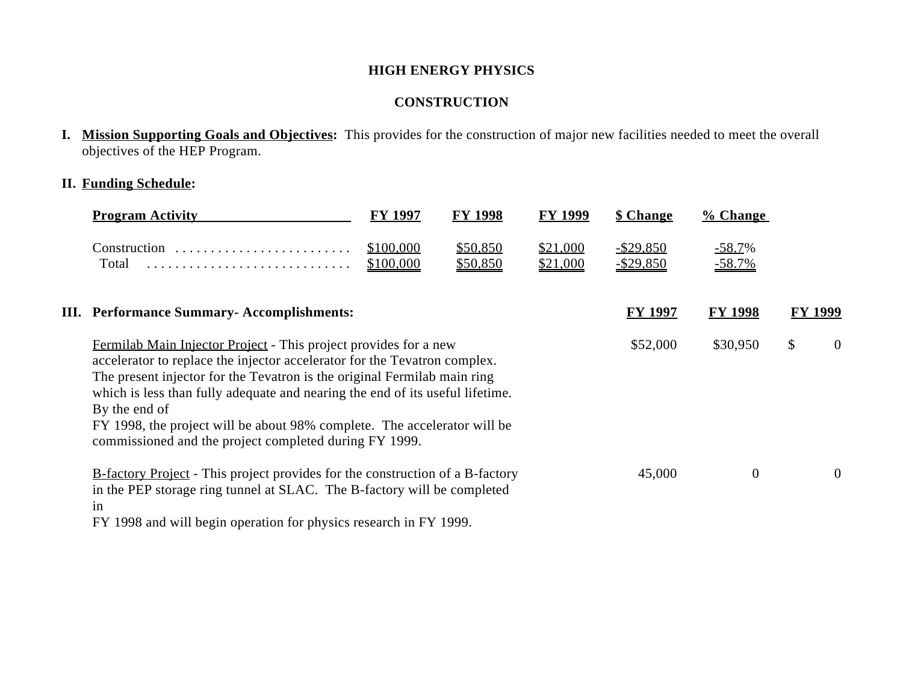# HIGH ENERGY PHYSICS

## CONSTRUCTION

**I. Mission Supporting Goals and Objectives:** This provides for the construction of major new facilities needed to meet the overall objectives of the HEP Program.

**II. Funding Schedule:**

| Program Activity | FY 1997 | FY 1998 | FY 1999 | $ Change | % Change |
|---|---|---|---|---|---|
| Construction | $100,000 | $50,850 | $21,000 | -$29,850 | -58.7% |
| Total | $100,000 | $50,850 | $21,000 | -$29,850 | -58.7% |

**III. Performance Summary- Accomplishments:**

| | FY 1997 | FY 1998 | FY 1999 |
|---|---|---|---|
| Fermilab Main Injector Project - This project provides for a new accelerator to replace the injector accelerator for the Tevatron complex. The present injector for the Tevatron is the original Fermilab main ring which is less than fully adequate and nearing the end of its useful lifetime. By the end of FY 1998, the project will be about 98% complete. The accelerator will be commissioned and the project completed during FY 1999. | $52,000 | $30,950 | $ 0 |
| B-factory Project - This project provides for the construction of a B-factory in the PEP storage ring tunnel at SLAC. The B-factory will be completed in FY 1998 and will begin operation for physics research in FY 1999. | 45,000 | 0 | 0 |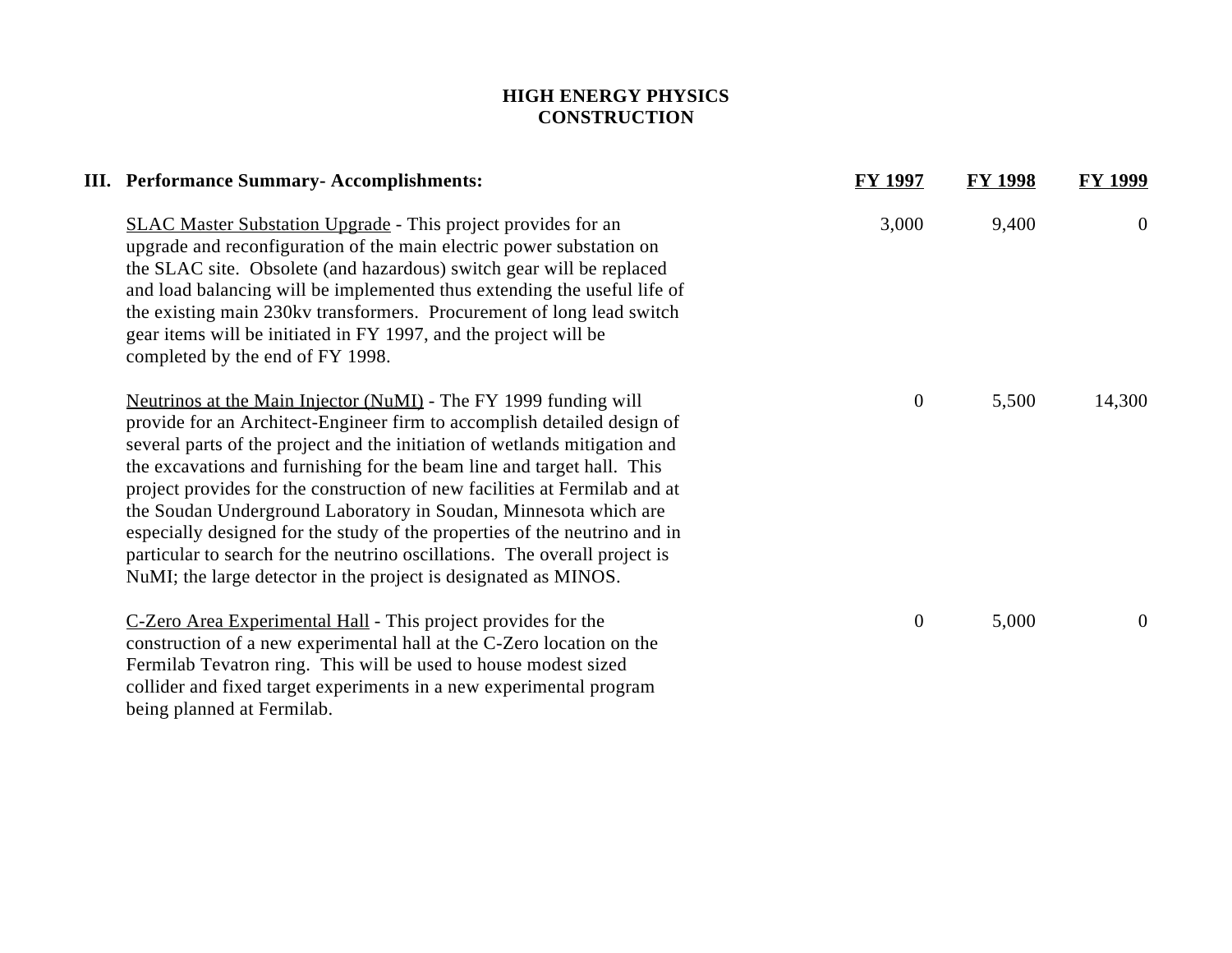# HIGH ENERGY PHYSICS
## CONSTRUCTION

| III. Performance Summary- Accomplishments: | FY 1997 | FY 1998 | FY 1999 |
|---|---|---|---|
| SLAC Master Substation Upgrade - This project provides for an upgrade and reconfiguration of the main electric power substation on the SLAC site. Obsolete (and hazardous) switch gear will be replaced and load balancing will be implemented thus extending the useful life of the existing main 230kv transformers. Procurement of long lead switch gear items will be initiated in FY 1997, and the project will be completed by the end of FY 1998. | 3,000 | 9,400 | 0 |
| Neutrinos at the Main Injector (NuMI) - The FY 1999 funding will provide for an Architect-Engineer firm to accomplish detailed design of several parts of the project and the initiation of wetlands mitigation and the excavations and furnishing for the beam line and target hall. This project provides for the construction of new facilities at Fermilab and at the Soudan Underground Laboratory in Soudan, Minnesota which are especially designed for the study of the properties of the neutrino and in particular to search for the neutrino oscillations. The overall project is NuMI; the large detector in the project is designated as MINOS. | 0 | 5,500 | 14,300 |
| C-Zero Area Experimental Hall - This project provides for the construction of a new experimental hall at the C-Zero location on the Fermilab Tevatron ring. This will be used to house modest sized collider and fixed target experiments in a new experimental program being planned at Fermilab. | 0 | 5,000 | 0 |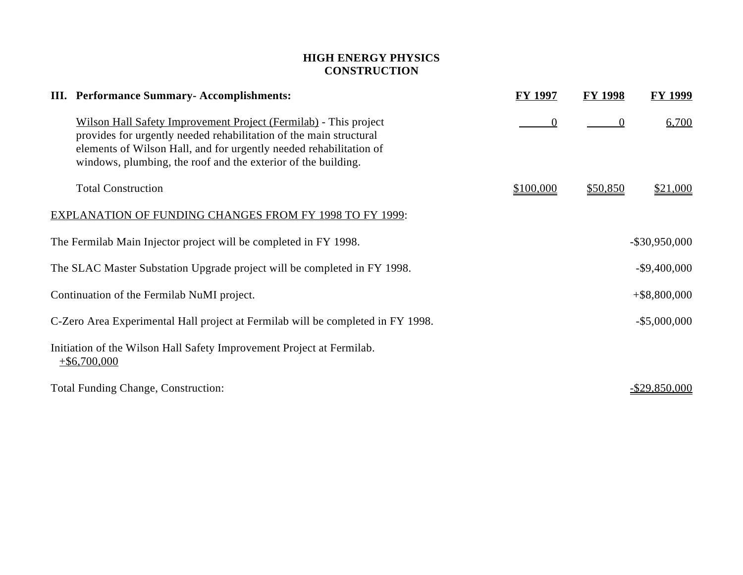## HIGH ENERGY PHYSICS
## CONSTRUCTION

| III. Performance Summary- Accomplishments: | FY 1997 | FY 1998 | FY 1999 |
|---|---|---|---|
| Wilson Hall Safety Improvement Project (Fermilab) - This project provides for urgently needed rehabilitation of the main structural elements of Wilson Hall, and for urgently needed rehabilitation of windows, plumbing, the roof and the exterior of the building. | 0 | 0 | 6,700 |
| Total Construction | $100,000 | $50,850 | $21,000 |

EXPLANATION OF FUNDING CHANGES FROM FY 1998 TO FY 1999:

| | |
|---|---|
| The Fermilab Main Injector project will be completed in FY 1998. | -$30,950,000 |
| The SLAC Master Substation Upgrade project will be completed in FY 1998. | -$9,400,000 |
| Continuation of the Fermilab NuMI project. | +$8,800,000 |
| C-Zero Area Experimental Hall project at Fermilab will be completed in FY 1998. | -$5,000,000 |
| Initiation of the Wilson Hall Safety Improvement Project at Fermilab. | +$6,700,000 |
| Total Funding Change, Construction: | -$29,850,000 |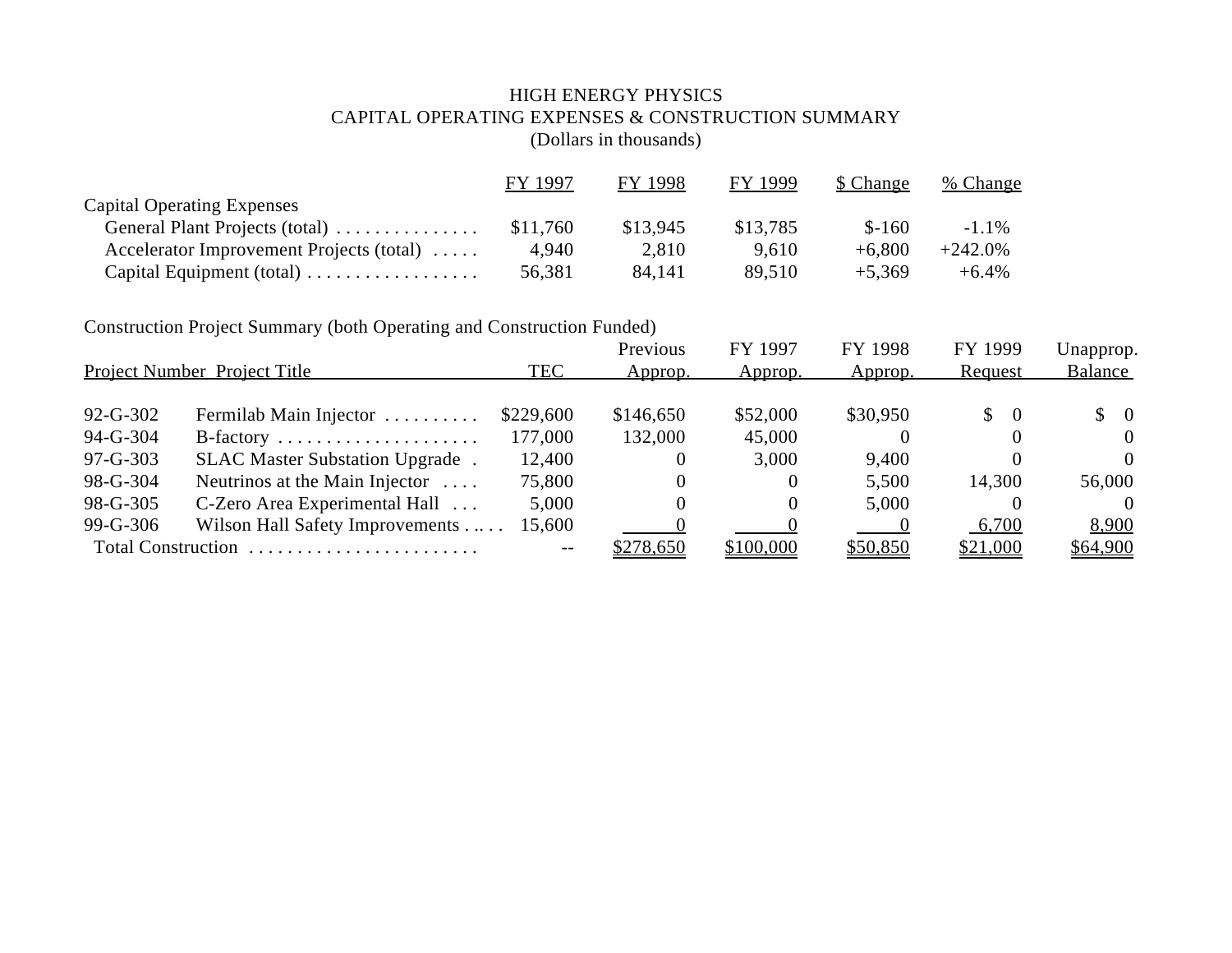# HIGH ENERGY PHYSICS
## CAPITAL OPERATING EXPENSES & CONSTRUCTION SUMMARY
(Dollars in thousands)

| | FY 1997 | FY 1998 | FY 1999 | $ Change | % Change |
|---|---|---|---|---|---|
| **Capital Operating Expenses** | | | | | |
| General Plant Projects (total) | $11,760 | $13,945 | $13,785 | $-160 | -1.1% |
| Accelerator Improvement Projects (total) | 4,940 | 2,810 | 9,610 | +6,800 | +242.0% |
| Capital Equipment (total) | 56,381 | 84,141 | 89,510 | +5,369 | +6.4% |

Construction Project Summary (both Operating and Construction Funded)

| Project Number | Project Title | TEC | Previous Approp. | FY 1997 Approp. | FY 1998 Approp. | FY 1999 Request | Unapprop. Balance |
|---|---|---|---|---|---|---|---|
| 92-G-302 | Fermilab Main Injector | $229,600 | $146,650 | $52,000 | $30,950 | $ 0 | $ 0 |
| 94-G-304 | B-factory | 177,000 | 132,000 | 45,000 | 0 | 0 | 0 |
| 97-G-303 | SLAC Master Substation Upgrade | 12,400 | 0 | 3,000 | 9,400 | 0 | 0 |
| 98-G-304 | Neutrinos at the Main Injector | 75,800 | 0 | 0 | 5,500 | 14,300 | 56,000 |
| 98-G-305 | C-Zero Area Experimental Hall | 5,000 | 0 | 0 | 5,000 | 0 | 0 |
| 99-G-306 | Wilson Hall Safety Improvements | 15,600 | 0 | 0 | 0 | 6,700 | 8,900 |
| Total Construction | | -- | $278,650 | $100,000 | $50,850 | $21,000 | $64,900 |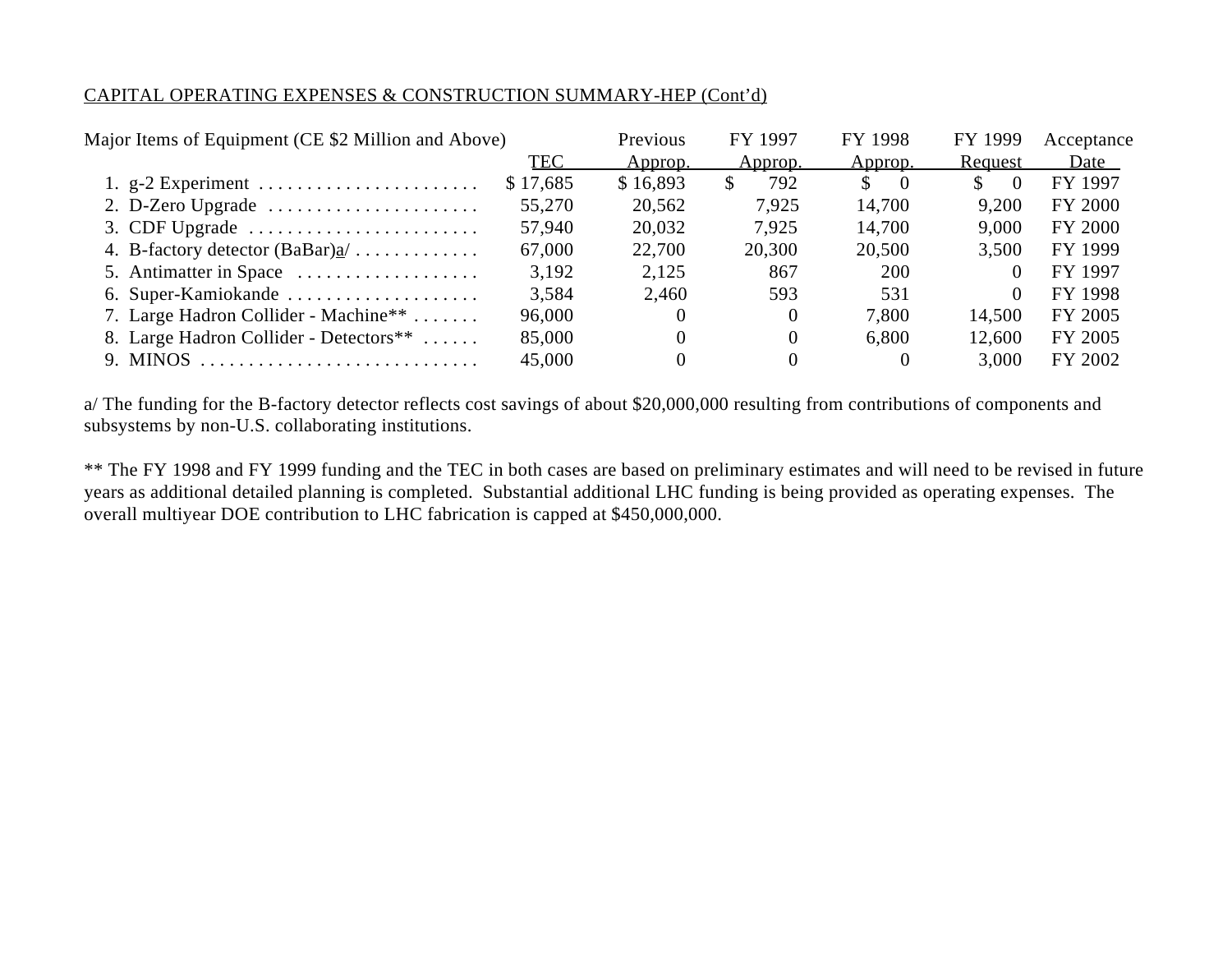CAPITAL OPERATING EXPENSES & CONSTRUCTION SUMMARY-HEP (Cont'd)

| Major Items of Equipment (CE $2 Million and Above) | TEC | Previous Approp. | FY 1997 Approp. | FY 1998 Approp. | FY 1999 Request | Acceptance Date |
|---|---|---|---|---|---|---|
| 1. g-2 Experiment | $ 17,685 | $ 16,893 | $ 792 | $ 0 | $ 0 | FY 1997 |
| 2. D-Zero Upgrade | 55,270 | 20,562 | 7,925 | 14,700 | 9,200 | FY 2000 |
| 3. CDF Upgrade | 57,940 | 20,032 | 7,925 | 14,700 | 9,000 | FY 2000 |
| 4. B-factory detector (BaBar)a/ | 67,000 | 22,700 | 20,300 | 20,500 | 3,500 | FY 1999 |
| 5. Antimatter in Space | 3,192 | 2,125 | 867 | 200 | 0 | FY 1997 |
| 6. Super-Kamiokande | 3,584 | 2,460 | 593 | 531 | 0 | FY 1998 |
| 7. Large Hadron Collider - Machine** | 96,000 | 0 | 0 | 7,800 | 14,500 | FY 2005 |
| 8. Large Hadron Collider - Detectors** | 85,000 | 0 | 0 | 6,800 | 12,600 | FY 2005 |
| 9. MINOS | 45,000 | 0 | 0 | 0 | 3,000 | FY 2002 |

a/ The funding for the B-factory detector reflects cost savings of about $20,000,000 resulting from contributions of components and subsystems by non-U.S. collaborating institutions.

** The FY 1998 and FY 1999 funding and the TEC in both cases are based on preliminary estimates and will need to be revised in future years as additional detailed planning is completed. Substantial additional LHC funding is being provided as operating expenses. The overall multiyear DOE contribution to LHC fabrication is capped at $450,000,000.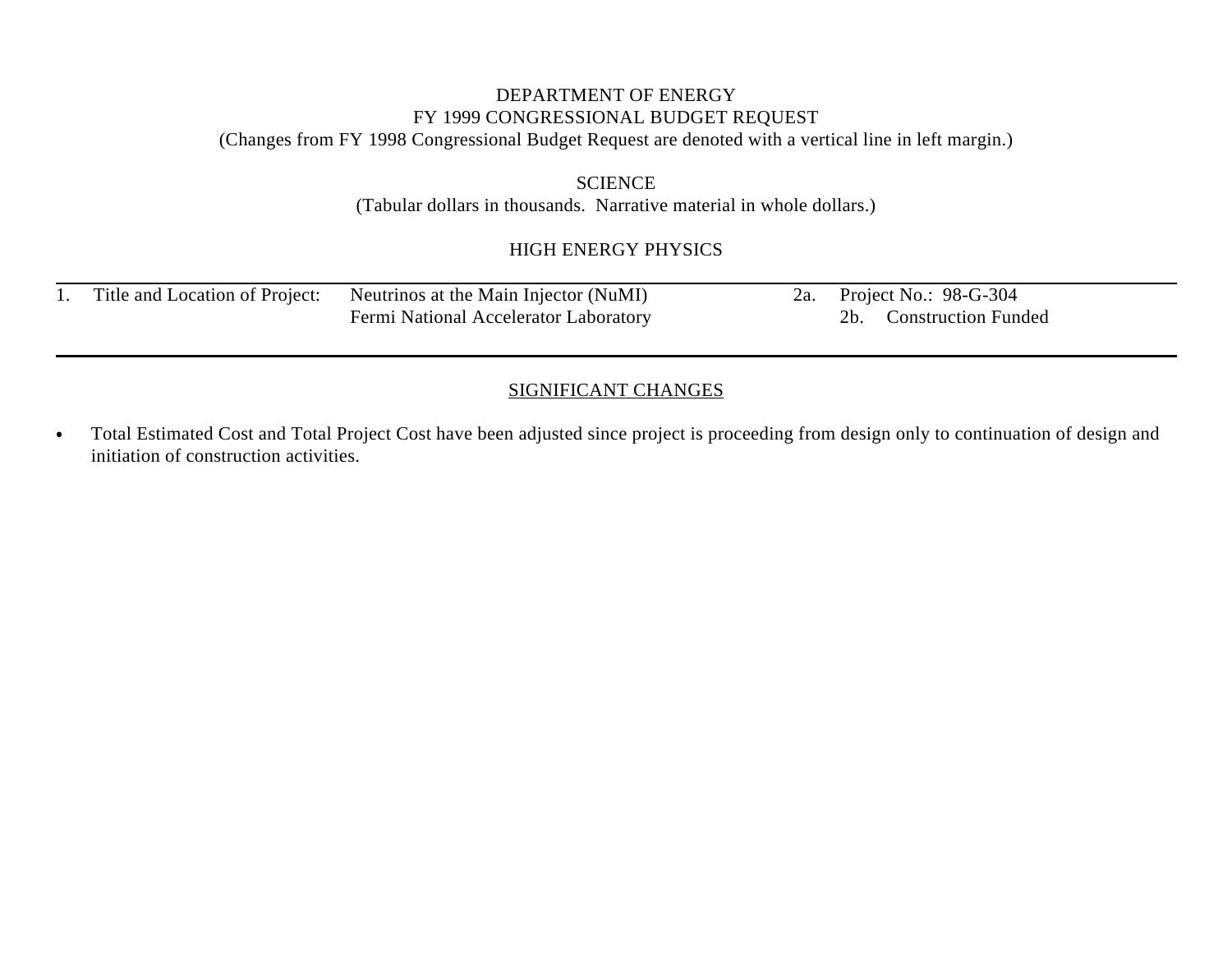DEPARTMENT OF ENERGY
FY 1999 CONGRESSIONAL BUDGET REQUEST
(Changes from FY 1998 Congressional Budget Request are denoted with a vertical line in left margin.)

SCIENCE
(Tabular dollars in thousands. Narrative material in whole dollars.)

HIGH ENERGY PHYSICS

| 1. Title and Location of Project: | Neutrinos at the Main Injector (NuMI)<br>Fermi National Accelerator Laboratory | 2a. Project No.: 98-G-304<br>2b. Construction Funded |
|---|---|---|

## SIGNIFICANT CHANGES

- Total Estimated Cost and Total Project Cost have been adjusted since project is proceeding from design only to continuation of design and initiation of construction activities.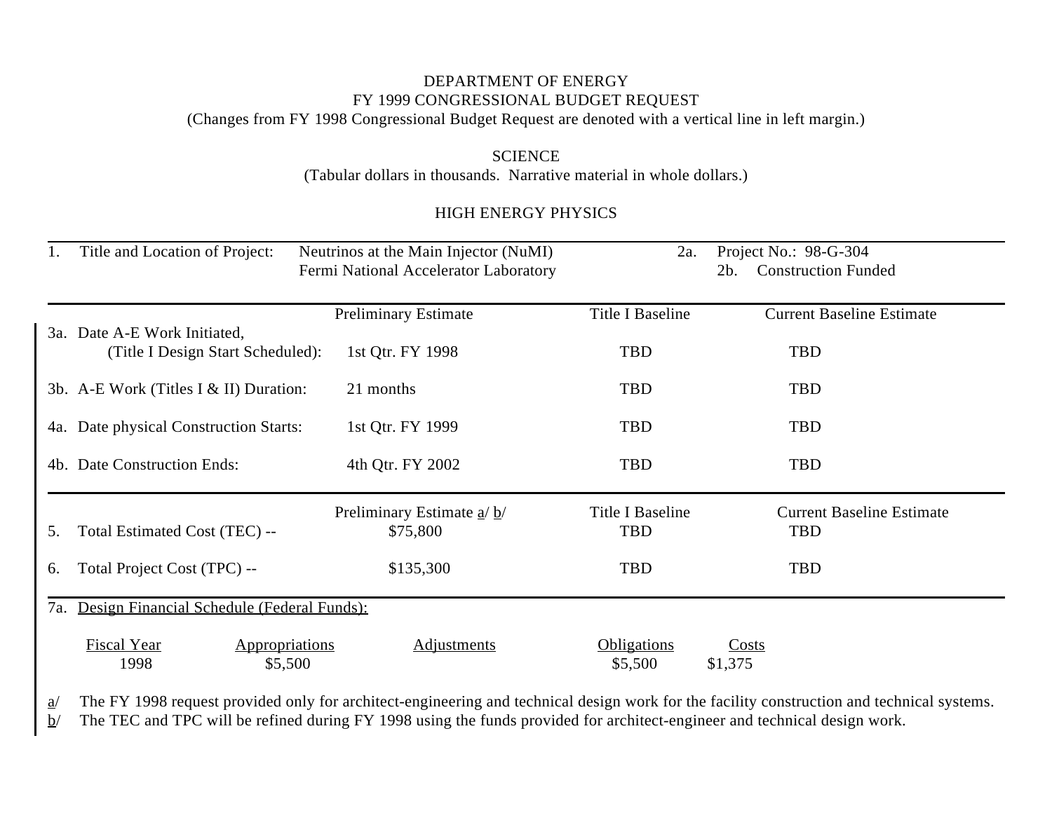DEPARTMENT OF ENERGY
FY 1999 CONGRESSIONAL BUDGET REQUEST
(Changes from FY 1998 Congressional Budget Request are denoted with a vertical line in left margin.)

SCIENCE
(Tabular dollars in thousands. Narrative material in whole dollars.)

HIGH ENERGY PHYSICS

| 1. Title and Location of Project: | Neutrinos at the Main Injector (NuMI)<br>Fermi National Accelerator Laboratory | 2a. Project No.: 98-G-304<br>2b. Construction Funded |
|---|---|---|

| | Preliminary Estimate | Title I Baseline | Current Baseline Estimate |
|---|---|---|---|
| 3a. Date A-E Work Initiated, (Title I Design Start Scheduled): | 1st Qtr. FY 1998 | TBD | TBD |
| 3b. A-E Work (Titles I & II) Duration: | 21 months | TBD | TBD |
| 4a. Date physical Construction Starts: | 1st Qtr. FY 1999 | TBD | TBD |
| 4b. Date Construction Ends: | 4th Qtr. FY 2002 | TBD | TBD |

| | Preliminary Estimate a/ b/ | Title I Baseline | Current Baseline Estimate |
|---|---|---|---|
| 5. Total Estimated Cost (TEC) -- | $75,800 | TBD | TBD |
| 6. Total Project Cost (TPC) -- | $135,300 | TBD | TBD |

7a. Design Financial Schedule (Federal Funds):

| Fiscal Year | Appropriations | Adjustments | Obligations | Costs |
|---|---|---|---|---|
| 1998 | $5,500 | | $5,500 | $1,375 |

a/ The FY 1998 request provided only for architect-engineering and technical design work for the facility construction and technical systems.
b/ The TEC and TPC will be refined during FY 1998 using the funds provided for architect-engineer and technical design work.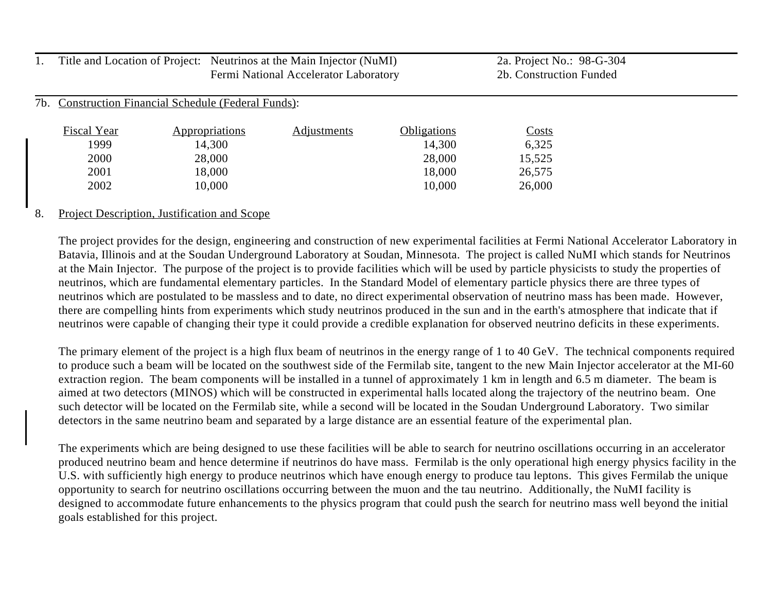1. Title and Location of Project: Neutrinos at the Main Injector (NuMI)
Fermi National Accelerator Laboratory

2a. Project No.: 98-G-304
2b. Construction Funded

7b. Construction Financial Schedule (Federal Funds):

| Fiscal Year | Appropriations | Adjustments | Obligations | Costs |
|---|---|---|---|---|
| 1999 | 14,300 | | 14,300 | 6,325 |
| 2000 | 28,000 | | 28,000 | 15,525 |
| 2001 | 18,000 | | 18,000 | 26,575 |
| 2002 | 10,000 | | 10,000 | 26,000 |

8. Project Description, Justification and Scope

The project provides for the design, engineering and construction of new experimental facilities at Fermi National Accelerator Laboratory in Batavia, Illinois and at the Soudan Underground Laboratory at Soudan, Minnesota. The project is called NuMI which stands for Neutrinos at the Main Injector. The purpose of the project is to provide facilities which will be used by particle physicists to study the properties of neutrinos, which are fundamental elementary particles. In the Standard Model of elementary particle physics there are three types of neutrinos which are postulated to be massless and to date, no direct experimental observation of neutrino mass has been made. However, there are compelling hints from experiments which study neutrinos produced in the sun and in the earth's atmosphere that indicate that if neutrinos were capable of changing their type it could provide a credible explanation for observed neutrino deficits in these experiments.

The primary element of the project is a high flux beam of neutrinos in the energy range of 1 to 40 GeV. The technical components required to produce such a beam will be located on the southwest side of the Fermilab site, tangent to the new Main Injector accelerator at the MI-60 extraction region. The beam components will be installed in a tunnel of approximately 1 km in length and 6.5 m diameter. The beam is aimed at two detectors (MINOS) which will be constructed in experimental halls located along the trajectory of the neutrino beam. One such detector will be located on the Fermilab site, while a second will be located in the Soudan Underground Laboratory. Two similar detectors in the same neutrino beam and separated by a large distance are an essential feature of the experimental plan.

The experiments which are being designed to use these facilities will be able to search for neutrino oscillations occurring in an accelerator produced neutrino beam and hence determine if neutrinos do have mass. Fermilab is the only operational high energy physics facility in the U.S. with sufficiently high energy to produce neutrinos which have enough energy to produce tau leptons. This gives Fermilab the unique opportunity to search for neutrino oscillations occurring between the muon and the tau neutrino. Additionally, the NuMI facility is designed to accommodate future enhancements to the physics program that could push the search for neutrino mass well beyond the initial goals established for this project.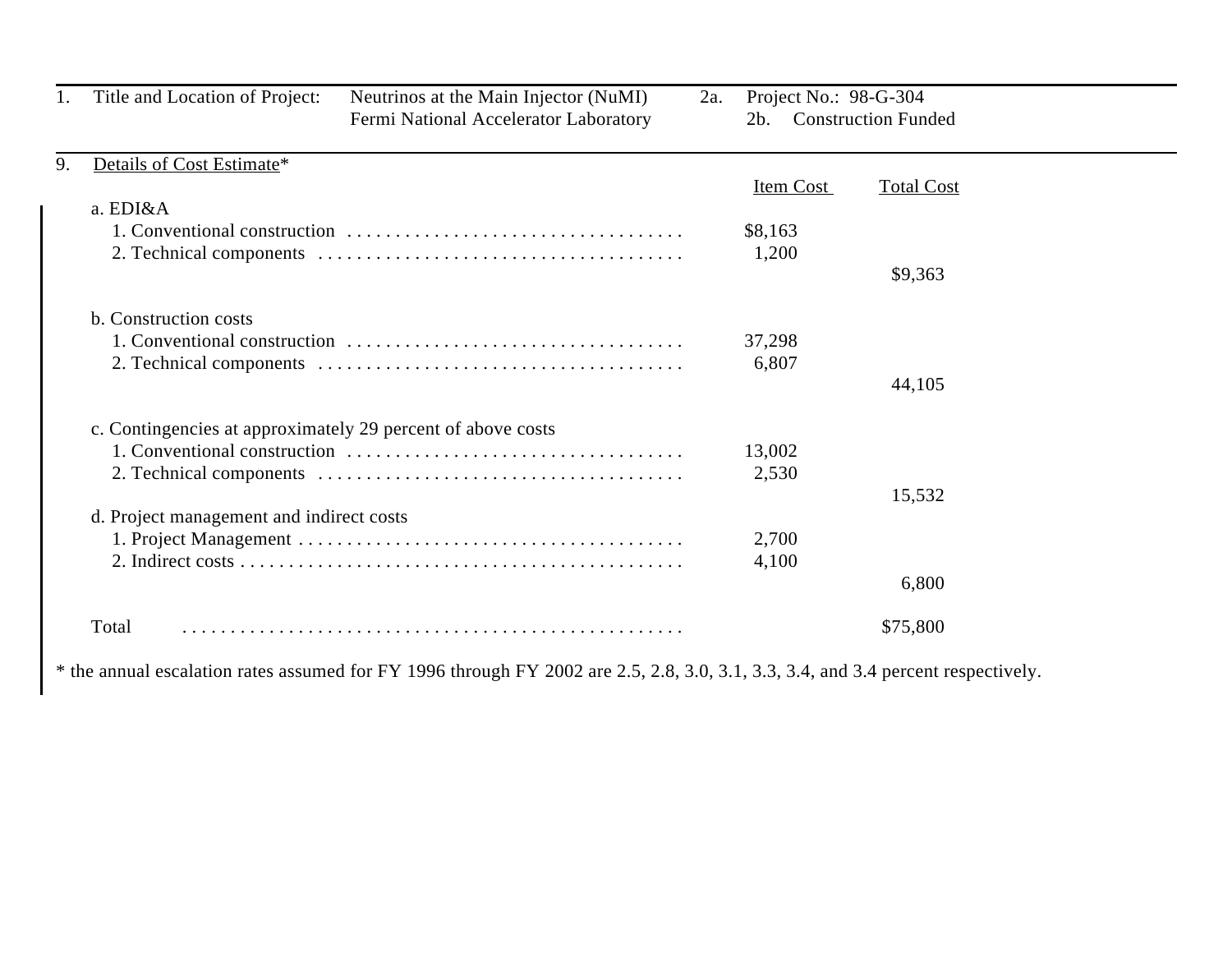| 1. Title and Location of Project: | Neutrinos at the Main Injector (NuMI) Fermi National Accelerator Laboratory | 2a. Project No.: 98-G-304 |
|---|---|---|
| | | 2b. Construction Funded |

9. Details of Cost Estimate*

| | Item Cost | Total Cost |
|---|---|---|
| a. EDI&A | | |
| 1. Conventional construction | $8,163 | |
| 2. Technical components | 1,200 | |
| | | $9,363 |
| b. Construction costs | | |
| 1. Conventional construction | 37,298 | |
| 2. Technical components | 6,807 | |
| | | 44,105 |
| c. Contingencies at approximately 29 percent of above costs | | |
| 1. Conventional construction | 13,002 | |
| 2. Technical components | 2,530 | |
| | | 15,532 |
| d. Project management and indirect costs | | |
| 1. Project Management | 2,700 | |
| 2. Indirect costs | 4,100 | |
| | | 6,800 |
| Total | | $75,800 |

* the annual escalation rates assumed for FY 1996 through FY 2002 are 2.5, 2.8, 3.0, 3.1, 3.3, 3.4, and 3.4 percent respectively.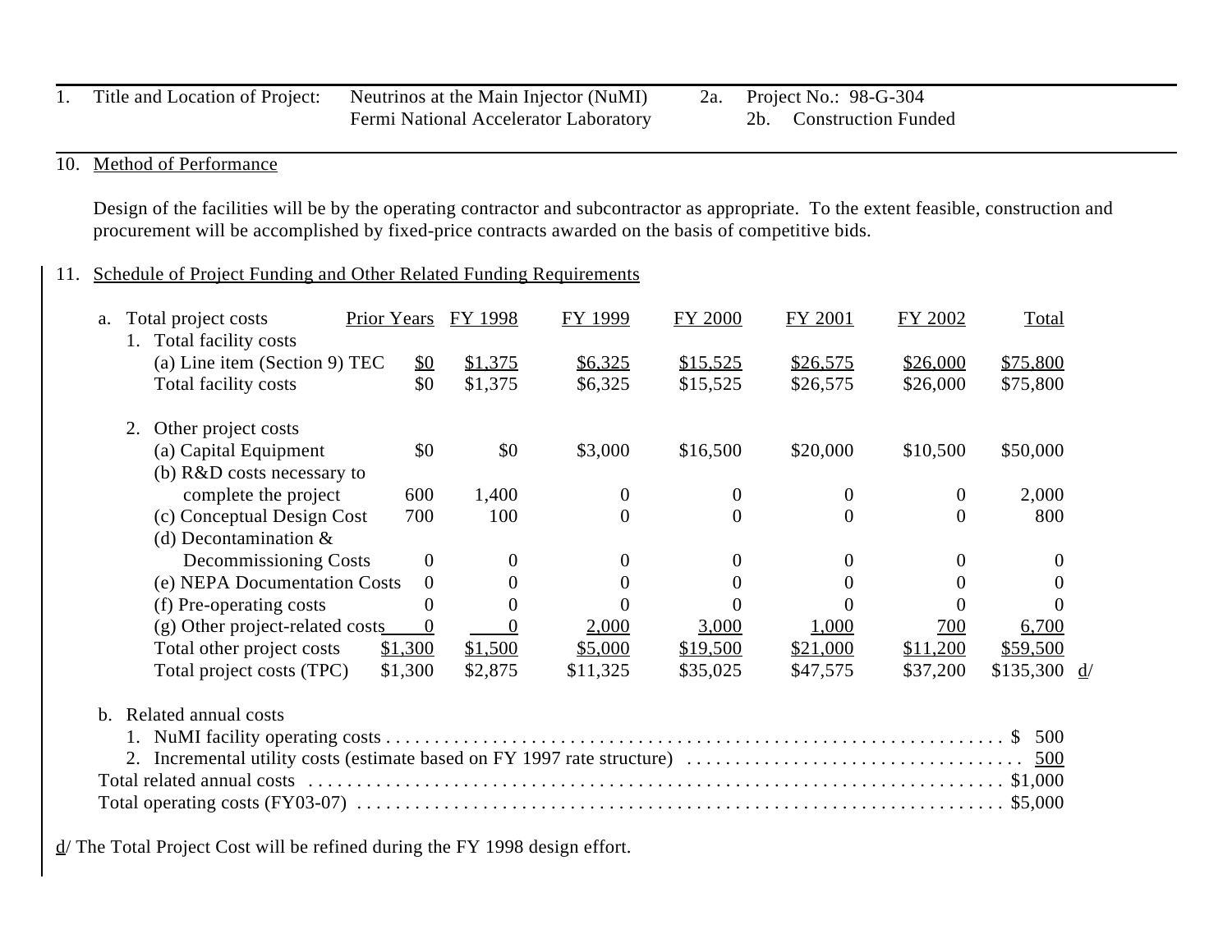| 1. Title and Location of Project: | Neutrinos at the Main Injector (NuMI) Fermi National Accelerator Laboratory | 2a. Project No.: 98-G-304 2b. Construction Funded |
|---|---|---|

## 10. Method of Performance

Design of the facilities will be by the operating contractor and subcontractor as appropriate. To the extent feasible, construction and procurement will be accomplished by fixed-price contracts awarded on the basis of competitive bids.

## 11. Schedule of Project Funding and Other Related Funding Requirements

| a. Total project costs | Prior Years | FY 1998 | FY 1999 | FY 2000 | FY 2001 | FY 2002 | Total |
|---|---|---|---|---|---|---|---|
| 1. Total facility costs | | | | | | | |
| (a) Line item (Section 9) TEC | $0 | $1,375 | $6,325 | $15,525 | $26,575 | $26,000 | $75,800 |
| Total facility costs | $0 | $1,375 | $6,325 | $15,525 | $26,575 | $26,000 | $75,800 |
| 2. Other project costs | | | | | | | |
| (a) Capital Equipment | $0 | $0 | $3,000 | $16,500 | $20,000 | $10,500 | $50,000 |
| (b) R&D costs necessary to complete the project | 600 | 1,400 | 0 | 0 | 0 | 0 | 2,000 |
| (c) Conceptual Design Cost | 700 | 100 | 0 | 0 | 0 | 0 | 800 |
| (d) Decontamination & Decommissioning Costs | 0 | 0 | 0 | 0 | 0 | 0 | 0 |
| (e) NEPA Documentation Costs | 0 | 0 | 0 | 0 | 0 | 0 | 0 |
| (f) Pre-operating costs | 0 | 0 | 0 | 0 | 0 | 0 | 0 |
| (g) Other project-related costs | 0 | 0 | 2,000 | 3,000 | 1,000 | 700 | 6,700 |
| Total other project costs | $1,300 | $1,500 | $5,000 | $19,500 | $21,000 | $11,200 | $59,500 |
| Total project costs (TPC) | $1,300 | $2,875 | $11,325 | $35,025 | $47,575 | $37,200 | $135,300 d/ |

b. Related annual costs

| | |
|---|---|
| 1. NuMI facility operating costs | $ 500 |
| 2. Incremental utility costs (estimate based on FY 1997 rate structure) | 500 |
| Total related annual costs | $1,000 |
| Total operating costs (FY03-07) | $5,000 |

d/ The Total Project Cost will be refined during the FY 1998 design effort.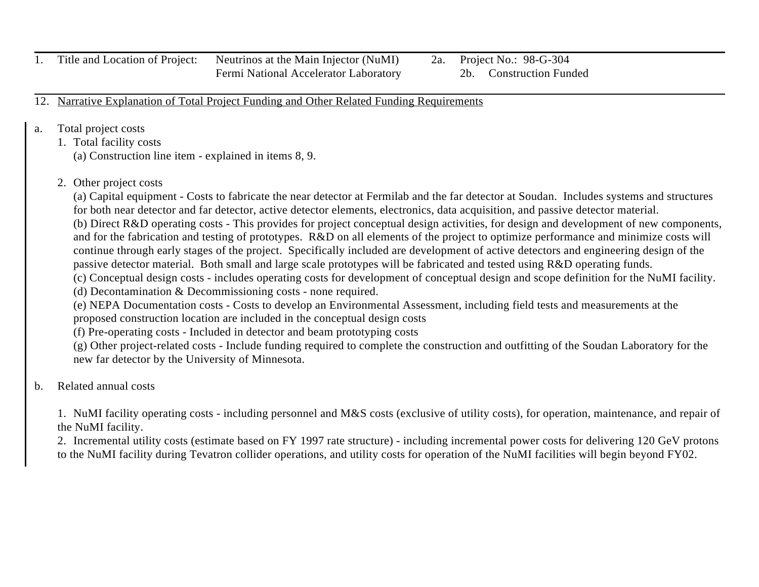| 1. | Title and Location of Project: | Neutrinos at the Main Injector (NuMI) Fermi National Accelerator Laboratory | 2a. | Project No.: 98-G-304 |
|---|---|---|---|---|
| | | | 2b. | Construction Funded |

12. Narrative Explanation of Total Project Funding and Other Related Funding Requirements

a. Total project costs

1. Total facility costs

   (a) Construction line item - explained in items 8, 9.

2. Other project costs

   (a) Capital equipment - Costs to fabricate the near detector at Fermilab and the far detector at Soudan. Includes systems and structures for both near detector and far detector, active detector elements, electronics, data acquisition, and passive detector material.

   (b) Direct R&D operating costs - This provides for project conceptual design activities, for design and development of new components, and for the fabrication and testing of prototypes. R&D on all elements of the project to optimize performance and minimize costs will continue through early stages of the project. Specifically included are development of active detectors and engineering design of the passive detector material. Both small and large scale prototypes will be fabricated and tested using R&D operating funds.

   (c) Conceptual design costs - includes operating costs for development of conceptual design and scope definition for the NuMI facility.

   (d) Decontamination & Decommissioning costs - none required.

   (e) NEPA Documentation costs - Costs to develop an Environmental Assessment, including field tests and measurements at the proposed construction location are included in the conceptual design costs

   (f) Pre-operating costs - Included in detector and beam prototyping costs

   (g) Other project-related costs - Include funding required to complete the construction and outfitting of the Soudan Laboratory for the new far detector by the University of Minnesota.

b. Related annual costs

1. NuMI facility operating costs - including personnel and M&S costs (exclusive of utility costs), for operation, maintenance, and repair of the NuMI facility.

2. Incremental utility costs (estimate based on FY 1997 rate structure) - including incremental power costs for delivering 120 GeV protons to the NuMI facility during Tevatron collider operations, and utility costs for operation of the NuMI facilities will begin beyond FY02.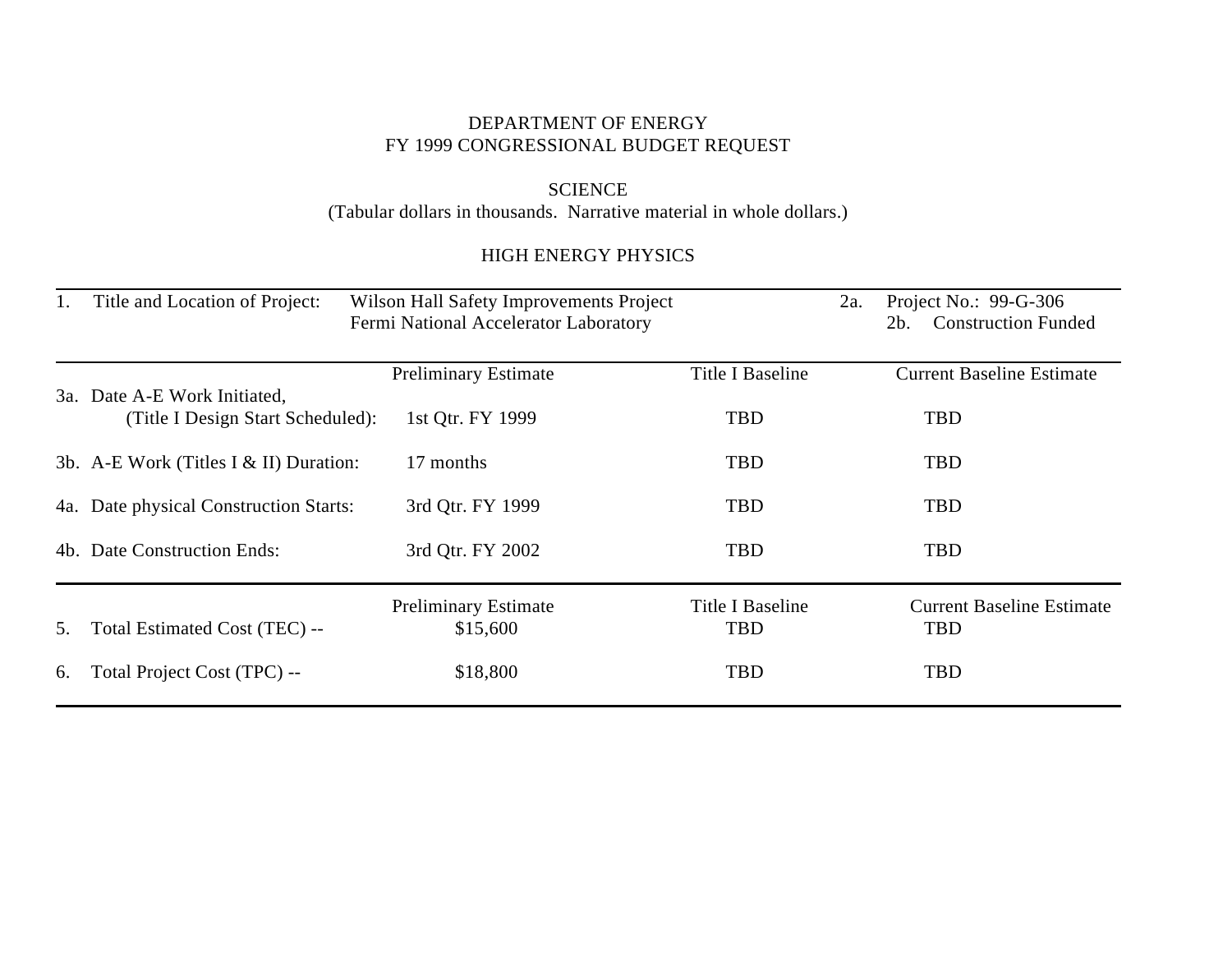DEPARTMENT OF ENERGY
FY 1999 CONGRESSIONAL BUDGET REQUEST

SCIENCE
(Tabular dollars in thousands. Narrative material in whole dollars.)

HIGH ENERGY PHYSICS

| 1. Title and Location of Project: | Wilson Hall Safety Improvements Project<br>Fermi National Accelerator Laboratory | 2a. Project No.: 99-G-306<br>2b. Construction Funded |
|---|---|---|

| | Preliminary Estimate | Title I Baseline | Current Baseline Estimate |
|---|---|---|---|
| 3a. Date A-E Work Initiated, (Title I Design Start Scheduled): | 1st Qtr. FY 1999 | TBD | TBD |
| 3b. A-E Work (Titles I & II) Duration: | 17 months | TBD | TBD |
| 4a. Date physical Construction Starts: | 3rd Qtr. FY 1999 | TBD | TBD |
| 4b. Date Construction Ends: | 3rd Qtr. FY 2002 | TBD | TBD |

| | Preliminary Estimate | Title I Baseline | Current Baseline Estimate |
|---|---|---|---|
| 5. Total Estimated Cost (TEC) -- | $15,600 | TBD | TBD |
| 6. Total Project Cost (TPC) -- | $18,800 | TBD | TBD |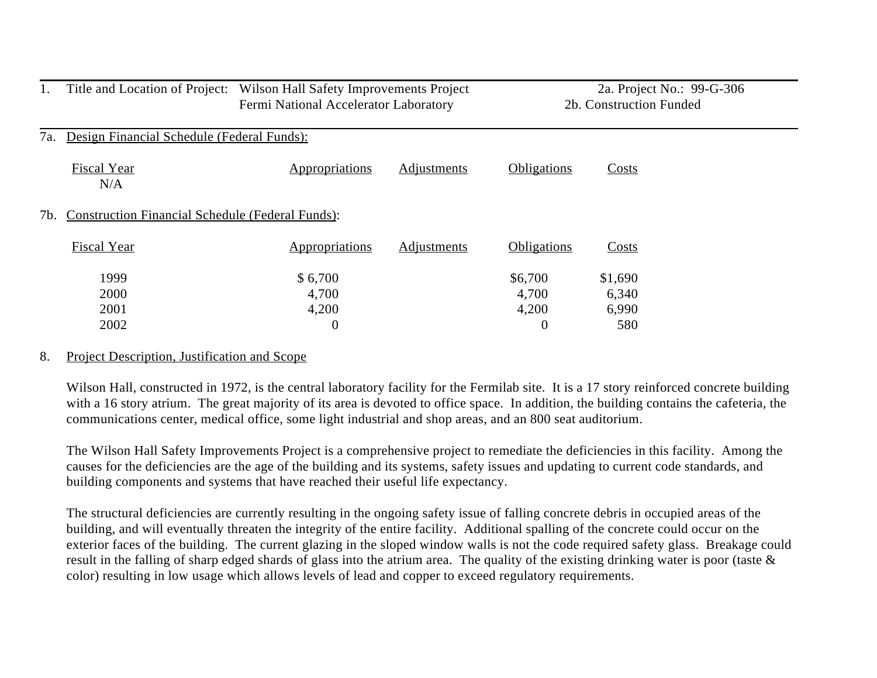1. Title and Location of Project: Wilson Hall Safety Improvements Project
   Fermi National Accelerator Laboratory

2a. Project No.: 99-G-306
2b. Construction Funded

7a. Design Financial Schedule (Federal Funds):

| Fiscal Year | Appropriations | Adjustments | Obligations | Costs |
|---|---|---|---|---|
| N/A | | | | |

7b. Construction Financial Schedule (Federal Funds):

| Fiscal Year | Appropriations | Adjustments | Obligations | Costs |
|---|---|---|---|---|
| 1999 | $ 6,700 | | $6,700 | $1,690 |
| 2000 | 4,700 | | 4,700 | 6,340 |
| 2001 | 4,200 | | 4,200 | 6,990 |
| 2002 | 0 | | 0 | 580 |

8. Project Description, Justification and Scope

Wilson Hall, constructed in 1972, is the central laboratory facility for the Fermilab site. It is a 17 story reinforced concrete building with a 16 story atrium. The great majority of its area is devoted to office space. In addition, the building contains the cafeteria, the communications center, medical office, some light industrial and shop areas, and an 800 seat auditorium.

The Wilson Hall Safety Improvements Project is a comprehensive project to remediate the deficiencies in this facility. Among the causes for the deficiencies are the age of the building and its systems, safety issues and updating to current code standards, and building components and systems that have reached their useful life expectancy.

The structural deficiencies are currently resulting in the ongoing safety issue of falling concrete debris in occupied areas of the building, and will eventually threaten the integrity of the entire facility. Additional spalling of the concrete could occur on the exterior faces of the building. The current glazing in the sloped window walls is not the code required safety glass. Breakage could result in the falling of sharp edged shards of glass into the atrium area. The quality of the existing drinking water is poor (taste & color) resulting in low usage which allows levels of lead and copper to exceed regulatory requirements.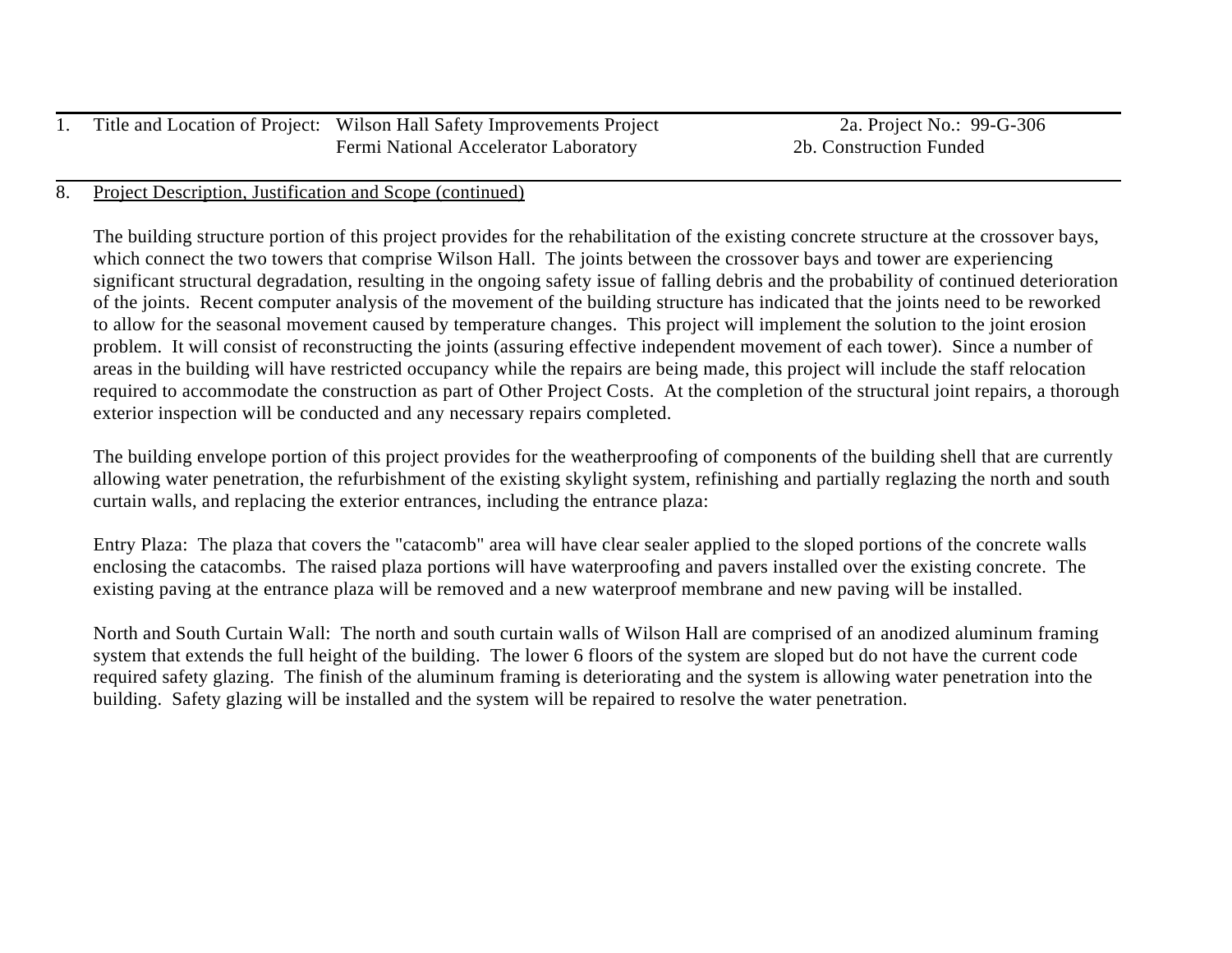1. Title and Location of Project: Wilson Hall Safety Improvements Project — Fermi National Accelerator Laboratory

2a. Project No.: 99-G-306

2b. Construction Funded

8. Project Description, Justification and Scope (continued)

The building structure portion of this project provides for the rehabilitation of the existing concrete structure at the crossover bays, which connect the two towers that comprise Wilson Hall. The joints between the crossover bays and tower are experiencing significant structural degradation, resulting in the ongoing safety issue of falling debris and the probability of continued deterioration of the joints. Recent computer analysis of the movement of the building structure has indicated that the joints need to be reworked to allow for the seasonal movement caused by temperature changes. This project will implement the solution to the joint erosion problem. It will consist of reconstructing the joints (assuring effective independent movement of each tower). Since a number of areas in the building will have restricted occupancy while the repairs are being made, this project will include the staff relocation required to accommodate the construction as part of Other Project Costs. At the completion of the structural joint repairs, a thorough exterior inspection will be conducted and any necessary repairs completed.

The building envelope portion of this project provides for the weatherproofing of components of the building shell that are currently allowing water penetration, the refurbishment of the existing skylight system, refinishing and partially reglazing the north and south curtain walls, and replacing the exterior entrances, including the entrance plaza:

Entry Plaza: The plaza that covers the "catacomb" area will have clear sealer applied to the sloped portions of the concrete walls enclosing the catacombs. The raised plaza portions will have waterproofing and pavers installed over the existing concrete. The existing paving at the entrance plaza will be removed and a new waterproof membrane and new paving will be installed.

North and South Curtain Wall: The north and south curtain walls of Wilson Hall are comprised of an anodized aluminum framing system that extends the full height of the building. The lower 6 floors of the system are sloped but do not have the current code required safety glazing. The finish of the aluminum framing is deteriorating and the system is allowing water penetration into the building. Safety glazing will be installed and the system will be repaired to resolve the water penetration.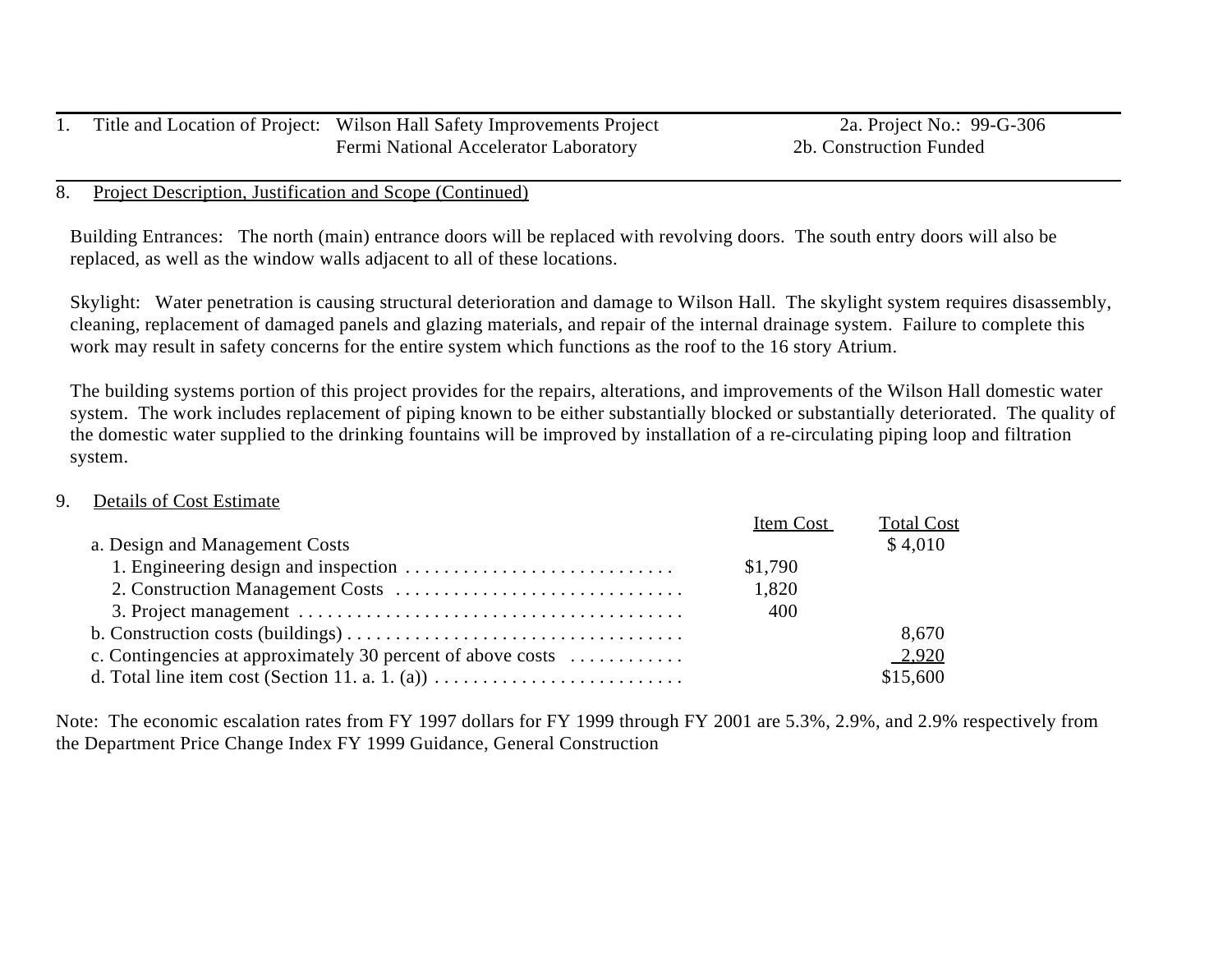| 1. Title and Location of Project: | Wilson Hall Safety Improvements Project<br>Fermi National Accelerator Laboratory | 2a. Project No.: 99-G-306<br>2b. Construction Funded |
|---|---|---|

8. Project Description, Justification and Scope (Continued)

Building Entrances: The north (main) entrance doors will be replaced with revolving doors. The south entry doors will also be replaced, as well as the window walls adjacent to all of these locations.

Skylight: Water penetration is causing structural deterioration and damage to Wilson Hall. The skylight system requires disassembly, cleaning, replacement of damaged panels and glazing materials, and repair of the internal drainage system. Failure to complete this work may result in safety concerns for the entire system which functions as the roof to the 16 story Atrium.

The building systems portion of this project provides for the repairs, alterations, and improvements of the Wilson Hall domestic water system. The work includes replacement of piping known to be either substantially blocked or substantially deteriorated. The quality of the domestic water supplied to the drinking fountains will be improved by installation of a re-circulating piping loop and filtration system.

9. Details of Cost Estimate

| | Item Cost | Total Cost |
|---|---|---|
| a. Design and Management Costs | | $ 4,010 |
| 1. Engineering design and inspection | $1,790 | |
| 2. Construction Management Costs | 1,820 | |
| 3. Project management | 400 | |
| b. Construction costs (buildings) | | 8,670 |
| c. Contingencies at approximately 30 percent of above costs | | 2,920 |
| d. Total line item cost (Section 11. a. 1. (a)) | | $15,600 |

Note: The economic escalation rates from FY 1997 dollars for FY 1999 through FY 2001 are 5.3%, 2.9%, and 2.9% respectively from the Department Price Change Index FY 1999 Guidance, General Construction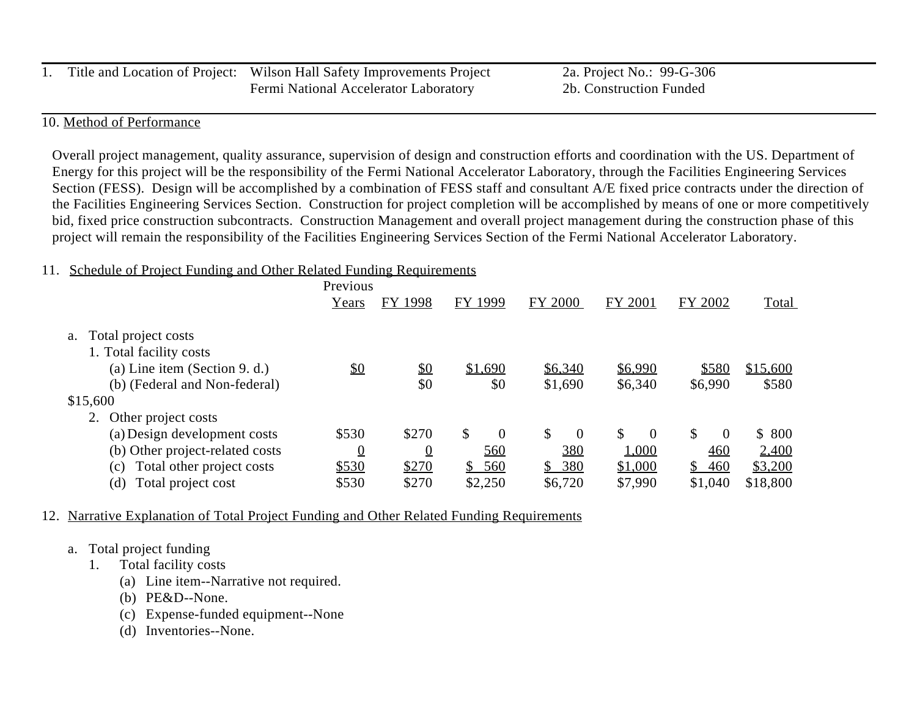| 1. Title and Location of Project: | Wilson Hall Safety Improvements Project<br>Fermi National Accelerator Laboratory | 2a. Project No.: 99-G-306<br>2b. Construction Funded |
|---|---|---|

10. Method of Performance

Overall project management, quality assurance, supervision of design and construction efforts and coordination with the US. Department of Energy for this project will be the responsibility of the Fermi National Accelerator Laboratory, through the Facilities Engineering Services Section (FESS). Design will be accomplished by a combination of FESS staff and consultant A/E fixed price contracts under the direction of the Facilities Engineering Services Section. Construction for project completion will be accomplished by means of one or more competitively bid, fixed price construction subcontracts. Construction Management and overall project management during the construction phase of this project will remain the responsibility of the Facilities Engineering Services Section of the Fermi National Accelerator Laboratory.

11. Schedule of Project Funding and Other Related Funding Requirements

| | Previous Years | FY 1998 | FY 1999 | FY 2000 | FY 2001 | FY 2002 | Total |
|---|---|---|---|---|---|---|---|
| a. Total project costs | | | | | | | |
| 1. Total facility costs | | | | | | | |
| (a) Line item (Section 9. d.) | $0 | $0 | $1,690 | $6,340 | $6,990 | $580 | $15,600 |
| (b) (Federal and Non-federal) | | $0 | $0 | $1,690 | $6,340 | $6,990 | $580 |
| $15,600 | | | | | | | |
| 2. Other project costs | | | | | | | |
| (a) Design development costs | $530 | $270 | $ 0 | $ 0 | $ 0 | $ 0 | $ 800 |
| (b) Other project-related costs | 0 | 0 | 560 | 380 | 1,000 | 460 | 2,400 |
| (c) Total other project costs | $530 | $270 | $ 560 | $ 380 | $1,000 | $ 460 | $3,200 |
| (d) Total project cost | $530 | $270 | $2,250 | $6,720 | $7,990 | $1,040 | $18,800 |

12. Narrative Explanation of Total Project Funding and Other Related Funding Requirements

a. Total project funding
   1. Total facility costs
      (a) Line item--Narrative not required.
      (b) PE&D--None.
      (c) Expense-funded equipment--None
      (d) Inventories--None.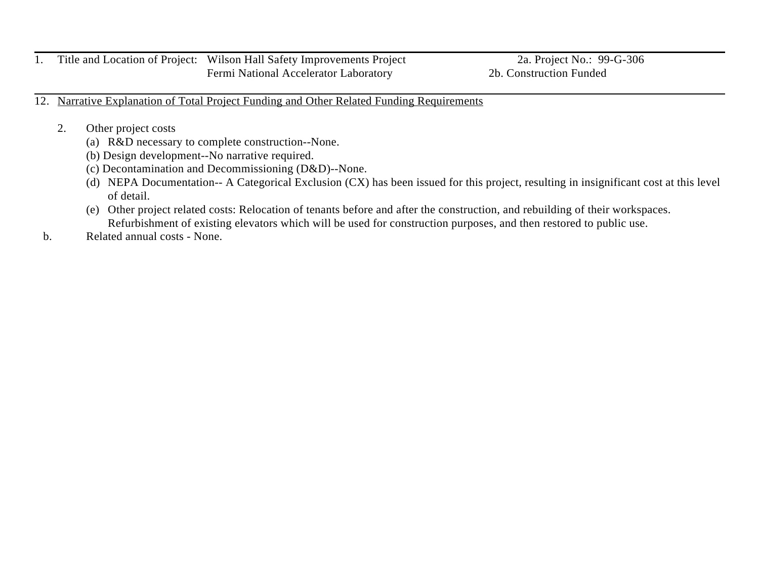1. Title and Location of Project: Wilson Hall Safety Improvements Project — Fermi National Accelerator Laboratory

2a. Project No.: 99-G-306

2b. Construction Funded

12. Narrative Explanation of Total Project Funding and Other Related Funding Requirements

2. Other project costs
   - (a) R&D necessary to complete construction--None.
   - (b) Design development--No narrative required.
   - (c) Decontamination and Decommissioning (D&D)--None.
   - (d) NEPA Documentation-- A Categorical Exclusion (CX) has been issued for this project, resulting in insignificant cost at this level of detail.
   - (e) Other project related costs: Relocation of tenants before and after the construction, and rebuilding of their workspaces. Refurbishment of existing elevators which will be used for construction purposes, and then restored to public use.

b. Related annual costs - None.